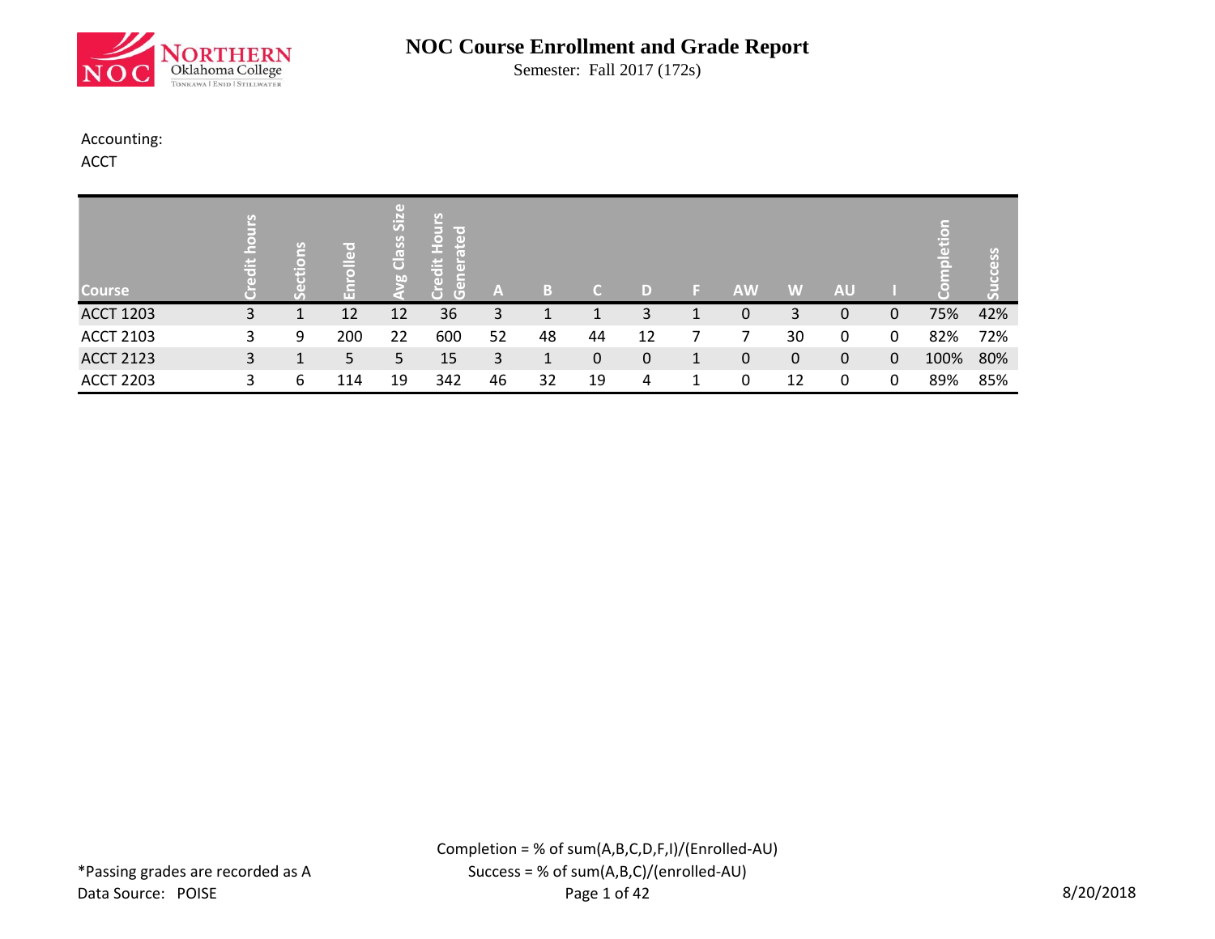# NOC Course Enrollment and Grade Report

Semester: Fall 2017 (172s)

Accounting:

ACCT

| Course | Credit hours | Sections | Enrolled | Avg Class Size | Credit Hours Generated | A | B | C | D | F | AW | W | AU | I | Completion | Success |
|---|---|---|---|---|---|---|---|---|---|---|---|---|---|---|---|---|
| ACCT 1203 | 3 | 1 | 12 | 12 | 36 | 3 | 1 | 1 | 3 | 1 | 0 | 3 | 0 | 0 | 75% | 42% |
| ACCT 2103 | 3 | 9 | 200 | 22 | 600 | 52 | 48 | 44 | 12 | 7 | 7 | 30 | 0 | 0 | 82% | 72% |
| ACCT 2123 | 3 | 1 | 5 | 5 | 15 | 3 | 1 | 0 | 0 | 1 | 0 | 0 | 0 | 0 | 100% | 80% |
| ACCT 2203 | 3 | 6 | 114 | 19 | 342 | 46 | 32 | 19 | 4 | 1 | 0 | 12 | 0 | 0 | 89% | 85% |

Completion = % of sum(A,B,C,D,F,I)/(Enrolled-AU)

Success = % of sum(A,B,C)/(enrolled-AU)

*Passing grades are recorded as A

Data Source: POISE

8/20/2018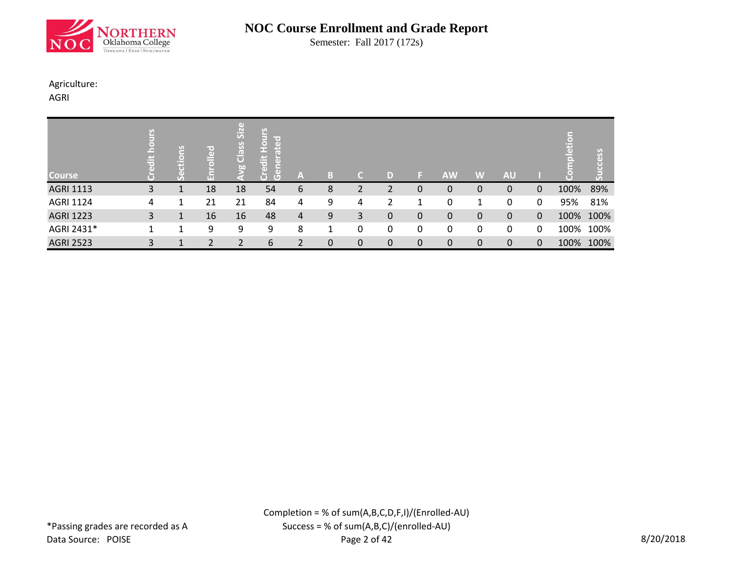# NOC Course Enrollment and Grade Report

Semester: Fall 2017 (172s)

Agriculture:

AGRI

| Course | Credit hours | Sections | Enrolled | Avg Class Size | Credit Hours Generated | A | B | C | D | F | AW | W | AU | I | Completion | Success |
|---|---|---|---|---|---|---|---|---|---|---|---|---|---|---|---|---|
| AGRI 1113 | 3 | 1 | 18 | 18 | 54 | 6 | 8 | 2 | 2 | 0 | 0 | 0 | 0 | 0 | 100% | 89% |
| AGRI 1124 | 4 | 1 | 21 | 21 | 84 | 4 | 9 | 4 | 2 | 1 | 0 | 1 | 0 | 0 | 95% | 81% |
| AGRI 1223 | 3 | 1 | 16 | 16 | 48 | 4 | 9 | 3 | 0 | 0 | 0 | 0 | 0 | 0 | 100% | 100% |
| AGRI 2431* | 1 | 1 | 9 | 9 | 9 | 8 | 1 | 0 | 0 | 0 | 0 | 0 | 0 | 0 | 100% | 100% |
| AGRI 2523 | 3 | 1 | 2 | 2 | 6 | 2 | 0 | 0 | 0 | 0 | 0 | 0 | 0 | 0 | 100% | 100% |

*Passing grades are recorded as A

Data Source: POISE

Completion = % of sum(A,B,C,D,F,I)/(Enrolled-AU)

Success = % of sum(A,B,C)/(enrolled-AU)

8/20/2018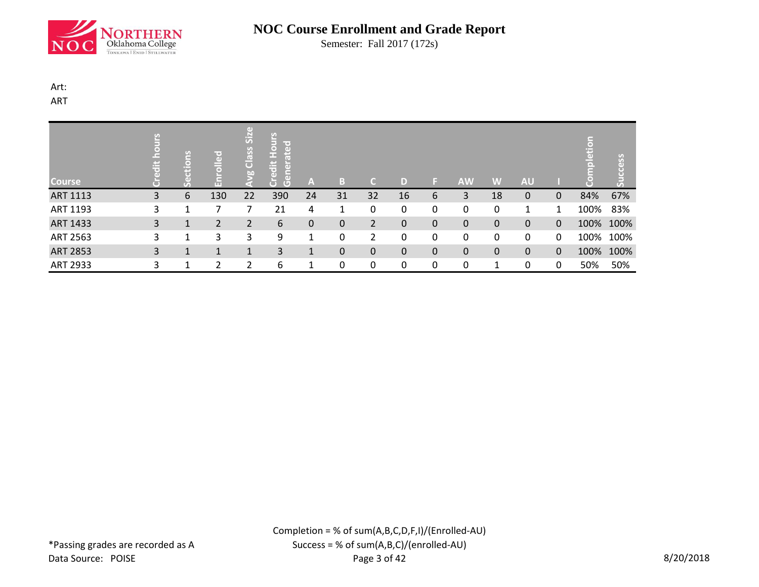# NOC Course Enrollment and Grade Report

Semester: Fall 2017 (172s)

Art:
ART

| Course | Credit hours | Sections | Enrolled | Avg Class Size | Credit Hours Generated | A | B | C | D | F | AW | W | AU | I | Completion | Success |
|---|---|---|---|---|---|---|---|---|---|---|---|---|---|---|---|---|
| ART 1113 | 3 | 6 | 130 | 22 | 390 | 24 | 31 | 32 | 16 | 6 | 3 | 18 | 0 | 0 | 84% | 67% |
| ART 1193 | 3 | 1 | 7 | 7 | 21 | 4 | 1 | 0 | 0 | 0 | 0 | 0 | 1 | 1 | 100% | 83% |
| ART 1433 | 3 | 1 | 2 | 2 | 6 | 0 | 0 | 2 | 0 | 0 | 0 | 0 | 0 | 0 | 100% | 100% |
| ART 2563 | 3 | 1 | 3 | 3 | 9 | 1 | 0 | 2 | 0 | 0 | 0 | 0 | 0 | 0 | 100% | 100% |
| ART 2853 | 3 | 1 | 1 | 1 | 3 | 1 | 0 | 0 | 0 | 0 | 0 | 0 | 0 | 0 | 100% | 100% |
| ART 2933 | 3 | 1 | 2 | 2 | 6 | 1 | 0 | 0 | 0 | 0 | 0 | 1 | 0 | 0 | 50% | 50% |

Completion = % of sum(A,B,C,D,F,I)/(Enrolled-AU)
Success = % of sum(A,B,C)/(enrolled-AU)

*Passing grades are recorded as A
Data Source: POISE

8/20/2018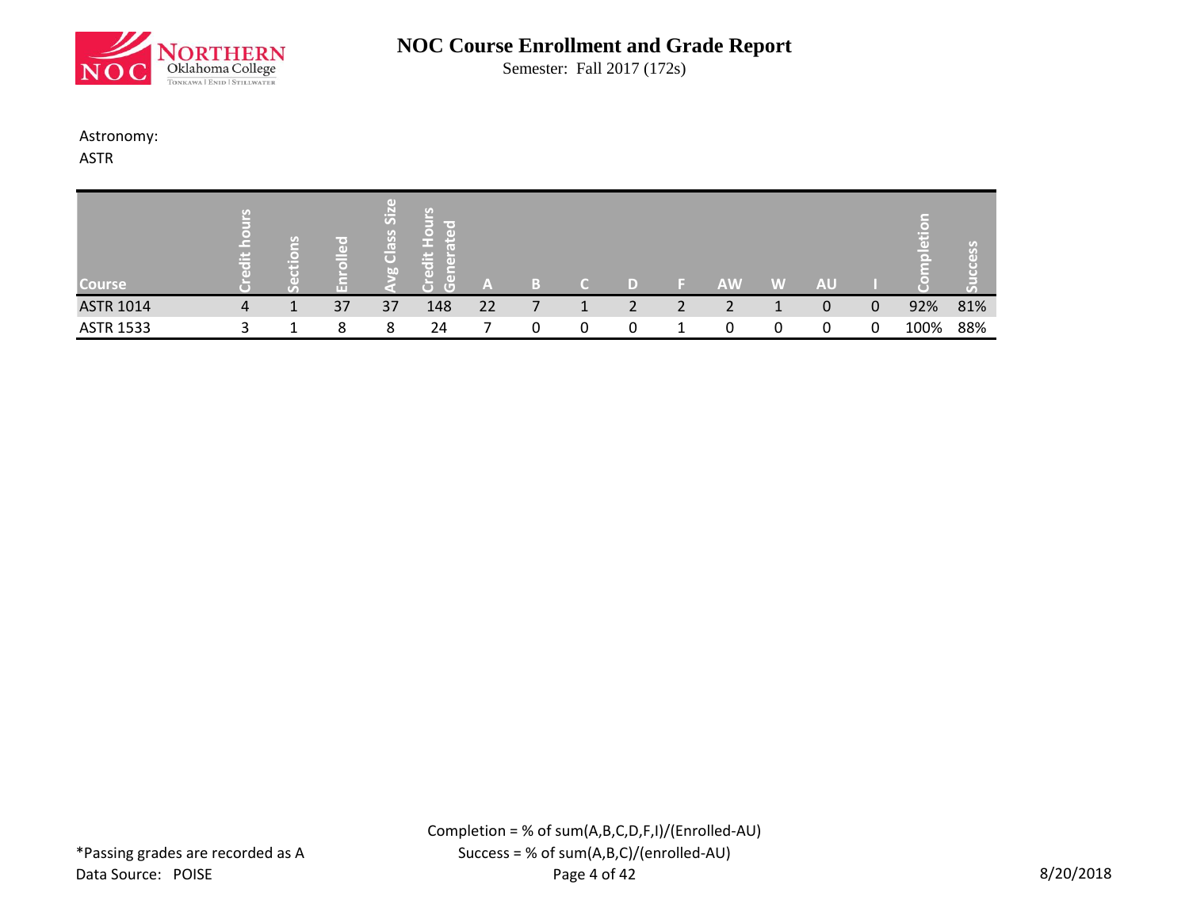# NOC Course Enrollment and Grade Report

Semester: Fall 2017 (172s)

Astronomy:

ASTR

| Course | Credit hours | Sections | Enrolled | Avg Class Size | Credit Hours Generated | A | B | C | D | F | AW | W | AU | I | Completion | Success |
|---|---|---|---|---|---|---|---|---|---|---|---|---|---|---|---|---|
| ASTR 1014 | 4 | 1 | 37 | 37 | 148 | 22 | 7 | 1 | 2 | 2 | 2 | 1 | 0 | 0 | 92% | 81% |
| ASTR 1533 | 3 | 1 | 8 | 8 | 24 | 7 | 0 | 0 | 0 | 1 | 0 | 0 | 0 | 0 | 100% | 88% |

Completion = % of sum(A,B,C,D,F,I)/(Enrolled-AU)

Success = % of sum(A,B,C)/(enrolled-AU)

*Passing grades are recorded as A

Data Source: POISE

8/20/2018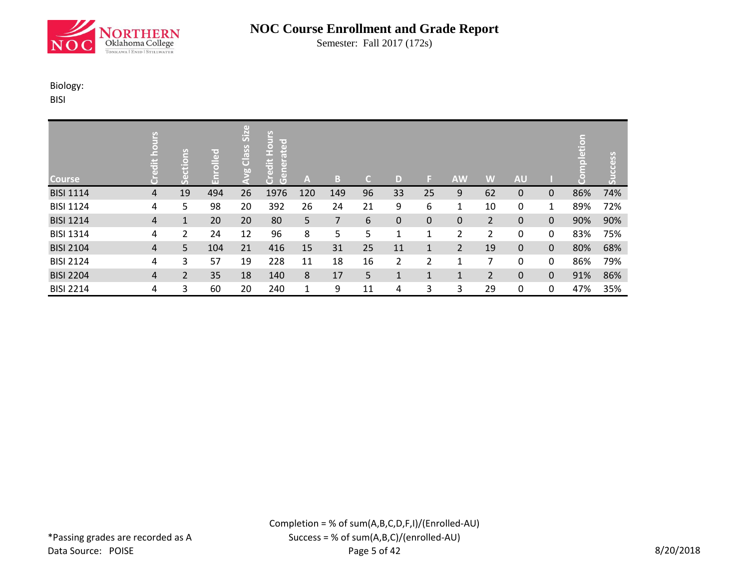# NOC Course Enrollment and Grade Report

Semester: Fall 2017 (172s)

Biology:

BISI

| Course | Credit hours | Sections | Enrolled | Avg Class Size | Credit Hours Generated | A | B | C | D | F | AW | W | AU | I | Completion | Success |
|---|---|---|---|---|---|---|---|---|---|---|---|---|---|---|---|---|
| BISI 1114 | 4 | 19 | 494 | 26 | 1976 | 120 | 149 | 96 | 33 | 25 | 9 | 62 | 0 | 0 | 86% | 74% |
| BISI 1124 | 4 | 5 | 98 | 20 | 392 | 26 | 24 | 21 | 9 | 6 | 1 | 10 | 0 | 1 | 89% | 72% |
| BISI 1214 | 4 | 1 | 20 | 20 | 80 | 5 | 7 | 6 | 0 | 0 | 0 | 2 | 0 | 0 | 90% | 90% |
| BISI 1314 | 4 | 2 | 24 | 12 | 96 | 8 | 5 | 5 | 1 | 1 | 2 | 2 | 0 | 0 | 83% | 75% |
| BISI 2104 | 4 | 5 | 104 | 21 | 416 | 15 | 31 | 25 | 11 | 1 | 2 | 19 | 0 | 0 | 80% | 68% |
| BISI 2124 | 4 | 3 | 57 | 19 | 228 | 11 | 18 | 16 | 2 | 2 | 1 | 7 | 0 | 0 | 86% | 79% |
| BISI 2204 | 4 | 2 | 35 | 18 | 140 | 8 | 17 | 5 | 1 | 1 | 1 | 2 | 0 | 0 | 91% | 86% |
| BISI 2214 | 4 | 3 | 60 | 20 | 240 | 1 | 9 | 11 | 4 | 3 | 3 | 29 | 0 | 0 | 47% | 35% |

*Passing grades are recorded as A

Data Source: POISE

Completion = % of sum(A,B,C,D,F,I)/(Enrolled-AU)

Success = % of sum(A,B,C)/(enrolled-AU)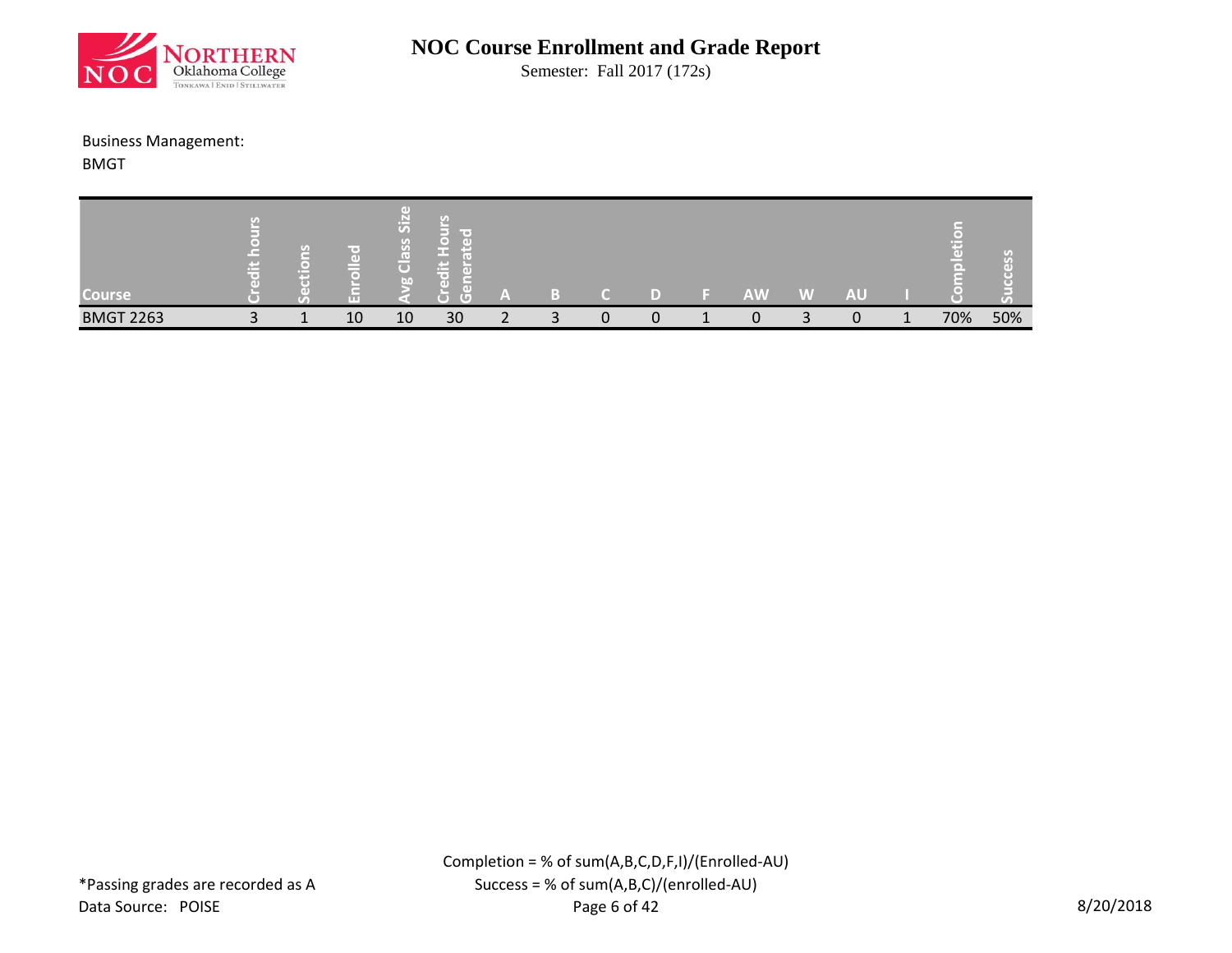# NOC Course Enrollment and Grade Report

Semester: Fall 2017 (172s)

Business Management:

BMGT

| Course | Credit hours | Sections | Enrolled | Avg Class Size | Credit Hours Generated | A | B | C | D | F | AW | W | AU | I | Completion | Success |
|---|---|---|---|---|---|---|---|---|---|---|---|---|---|---|---|---|
| BMGT 2263 | 3 | 1 | 10 | 10 | 30 | 2 | 3 | 0 | 0 | 1 | 0 | 3 | 0 | 1 | 70% | 50% |

Completion = % of sum(A,B,C,D,F,I)/(Enrolled-AU)

Success = % of sum(A,B,C)/(enrolled-AU)

*Passing grades are recorded as A

Data Source: POISE

8/20/2018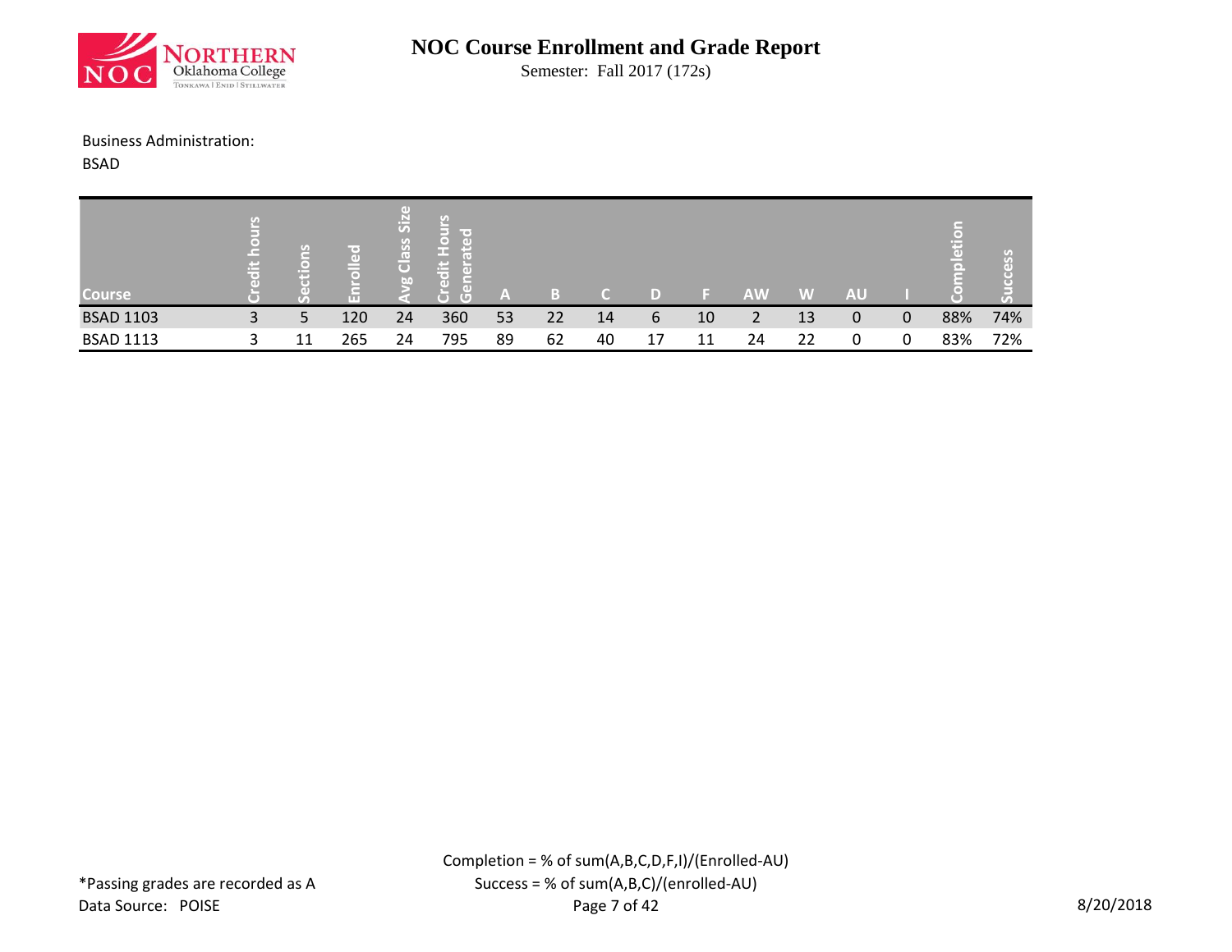# NOC Course Enrollment and Grade Report

Semester: Fall 2017 (172s)

Business Administration:

BSAD

| Course | Credit hours | Sections | Enrolled | Avg Class Size | Credit Hours Generated | A | B | C | D | F | AW | W | AU | I | Completion | Success |
|---|---|---|---|---|---|---|---|---|---|---|---|---|---|---|---|---|
| BSAD 1103 | 3 | 5 | 120 | 24 | 360 | 53 | 22 | 14 | 6 | 10 | 2 | 13 | 0 | 0 | 88% | 74% |
| BSAD 1113 | 3 | 11 | 265 | 24 | 795 | 89 | 62 | 40 | 17 | 11 | 24 | 22 | 0 | 0 | 83% | 72% |

Completion = % of sum(A,B,C,D,F,I)/(Enrolled-AU)

Success = % of sum(A,B,C)/(enrolled-AU)

*Passing grades are recorded as A

Data Source: POISE

8/20/2018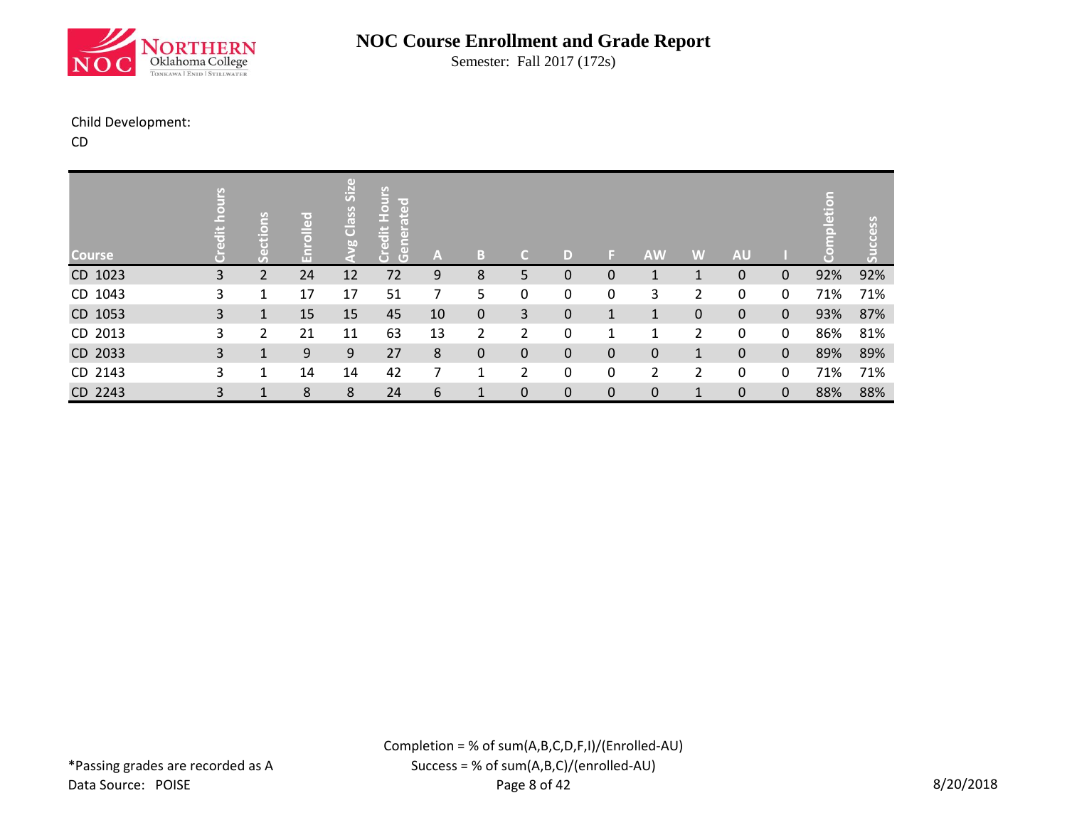# NOC Course Enrollment and Grade Report

Semester: Fall 2017 (172s)

Child Development:

CD

| Course | Credit hours | Sections | Enrolled | Avg Class Size | Credit Hours Generated | A | B | C | D | F | AW | W | AU | I | Completion | Success |
|---|---|---|---|---|---|---|---|---|---|---|---|---|---|---|---|---|
| CD 1023 | 3 | 2 | 24 | 12 | 72 | 9 | 8 | 5 | 0 | 0 | 1 | 1 | 0 | 0 | 92% | 92% |
| CD 1043 | 3 | 1 | 17 | 17 | 51 | 7 | 5 | 0 | 0 | 0 | 3 | 2 | 0 | 0 | 71% | 71% |
| CD 1053 | 3 | 1 | 15 | 15 | 45 | 10 | 0 | 3 | 0 | 1 | 1 | 0 | 0 | 0 | 93% | 87% |
| CD 2013 | 3 | 2 | 21 | 11 | 63 | 13 | 2 | 2 | 0 | 1 | 1 | 2 | 0 | 0 | 86% | 81% |
| CD 2033 | 3 | 1 | 9 | 9 | 27 | 8 | 0 | 0 | 0 | 0 | 0 | 1 | 0 | 0 | 89% | 89% |
| CD 2143 | 3 | 1 | 14 | 14 | 42 | 7 | 1 | 2 | 0 | 0 | 2 | 2 | 0 | 0 | 71% | 71% |
| CD 2243 | 3 | 1 | 8 | 8 | 24 | 6 | 1 | 0 | 0 | 0 | 0 | 1 | 0 | 0 | 88% | 88% |

Completion = % of sum(A,B,C,D,F,I)/(Enrolled-AU)

Success = % of sum(A,B,C)/(enrolled-AU)

*Passing grades are recorded as A

Data Source: POISE

8/20/2018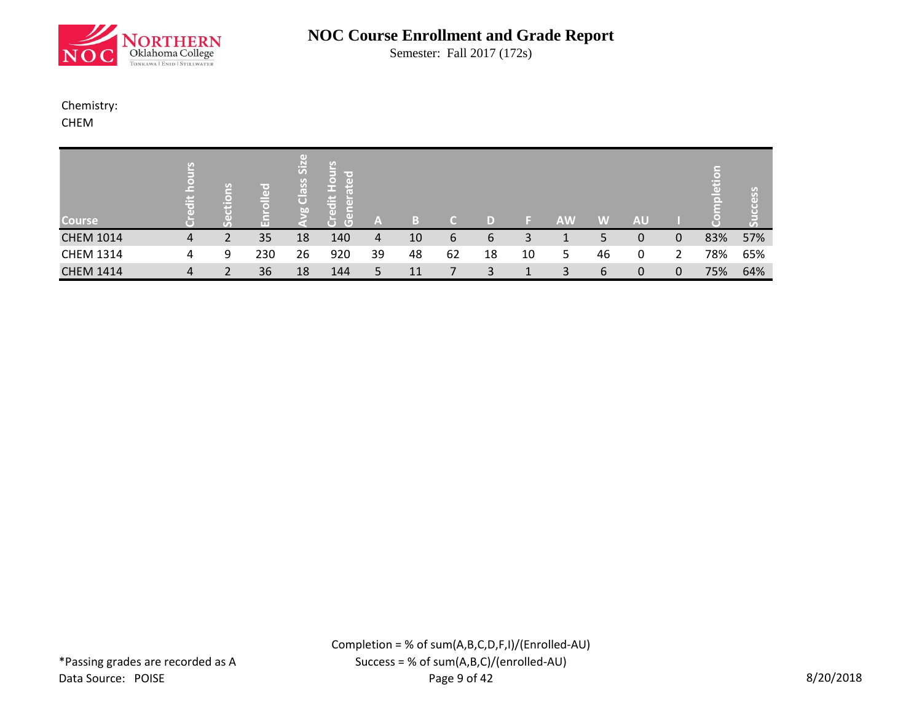# NOC Course Enrollment and Grade Report

Semester: Fall 2017 (172s)

Chemistry:

CHEM

| Course | Credit hours | Sections | Enrolled | Avg Class Size | Credit Hours Generated | A | B | C | D | F | AW | W | AU | I | Completion | Success |
|---|---|---|---|---|---|---|---|---|---|---|---|---|---|---|---|---|
| CHEM 1014 | 4 | 2 | 35 | 18 | 140 | 4 | 10 | 6 | 6 | 3 | 1 | 5 | 0 | 0 | 83% | 57% |
| CHEM 1314 | 4 | 9 | 230 | 26 | 920 | 39 | 48 | 62 | 18 | 10 | 5 | 46 | 0 | 2 | 78% | 65% |
| CHEM 1414 | 4 | 2 | 36 | 18 | 144 | 5 | 11 | 7 | 3 | 1 | 3 | 6 | 0 | 0 | 75% | 64% |

Completion = % of sum(A,B,C,D,F,I)/(Enrolled-AU)

Success = % of sum(A,B,C)/(enrolled-AU)

*Passing grades are recorded as A

Data Source: POISE

8/20/2018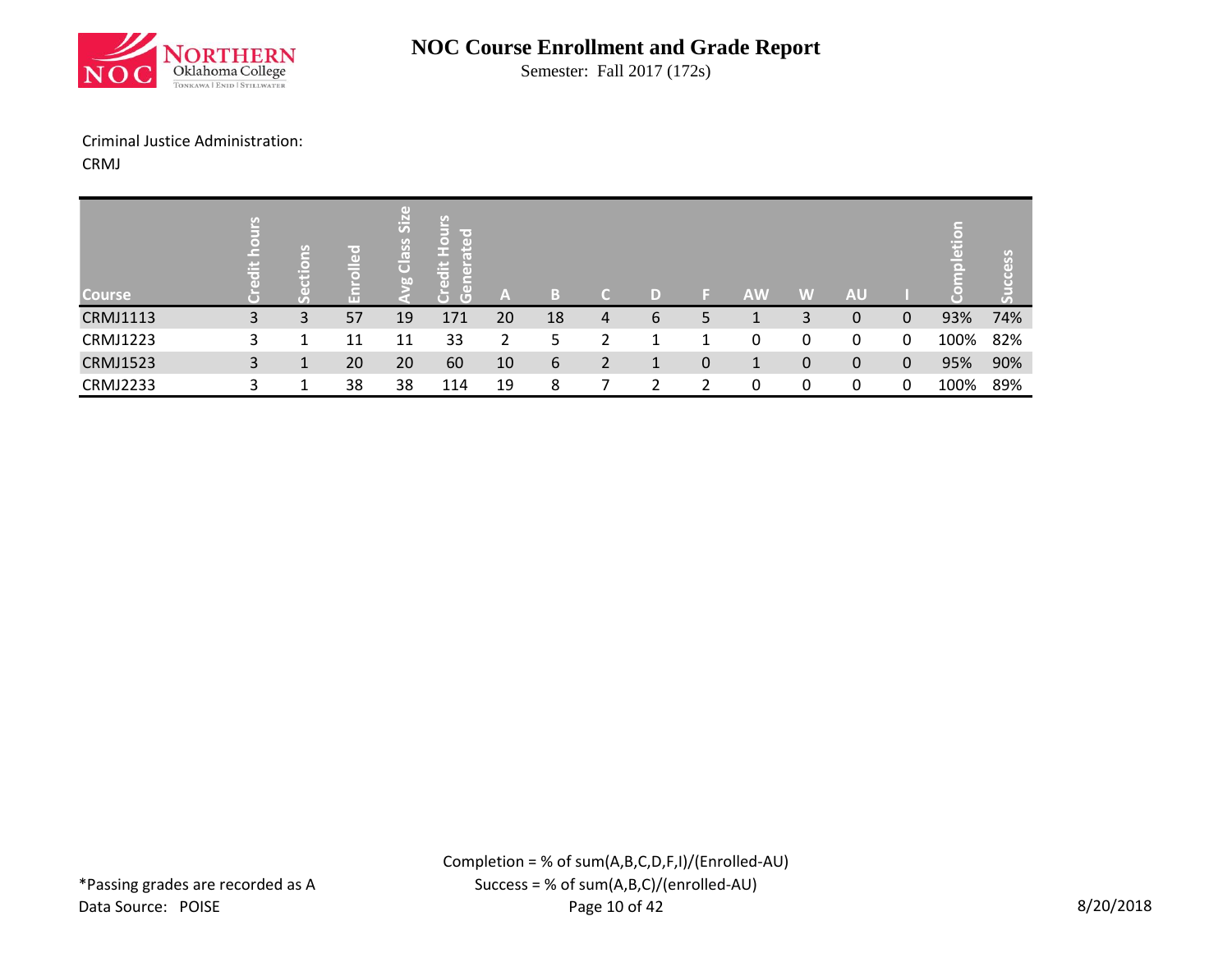# NOC Course Enrollment and Grade Report

Semester: Fall 2017 (172s)

Criminal Justice Administration:

CRMJ

| Course | Credit hours | Sections | Enrolled | Avg Class Size | Credit Hours Generated | A | B | C | D | F | AW | W | AU | I | Completion | Success |
|---|---|---|---|---|---|---|---|---|---|---|---|---|---|---|---|---|
| CRMJ1113 | 3 | 3 | 57 | 19 | 171 | 20 | 18 | 4 | 6 | 5 | 1 | 3 | 0 | 0 | 93% | 74% |
| CRMJ1223 | 3 | 1 | 11 | 11 | 33 | 2 | 5 | 2 | 1 | 1 | 0 | 0 | 0 | 0 | 100% | 82% |
| CRMJ1523 | 3 | 1 | 20 | 20 | 60 | 10 | 6 | 2 | 1 | 0 | 1 | 0 | 0 | 0 | 95% | 90% |
| CRMJ2233 | 3 | 1 | 38 | 38 | 114 | 19 | 8 | 7 | 2 | 2 | 0 | 0 | 0 | 0 | 100% | 89% |

Completion = % of sum(A,B,C,D,F,I)/(Enrolled-AU)

Success = % of sum(A,B,C)/(enrolled-AU)

*Passing grades are recorded as A

Data Source: POISE

8/20/2018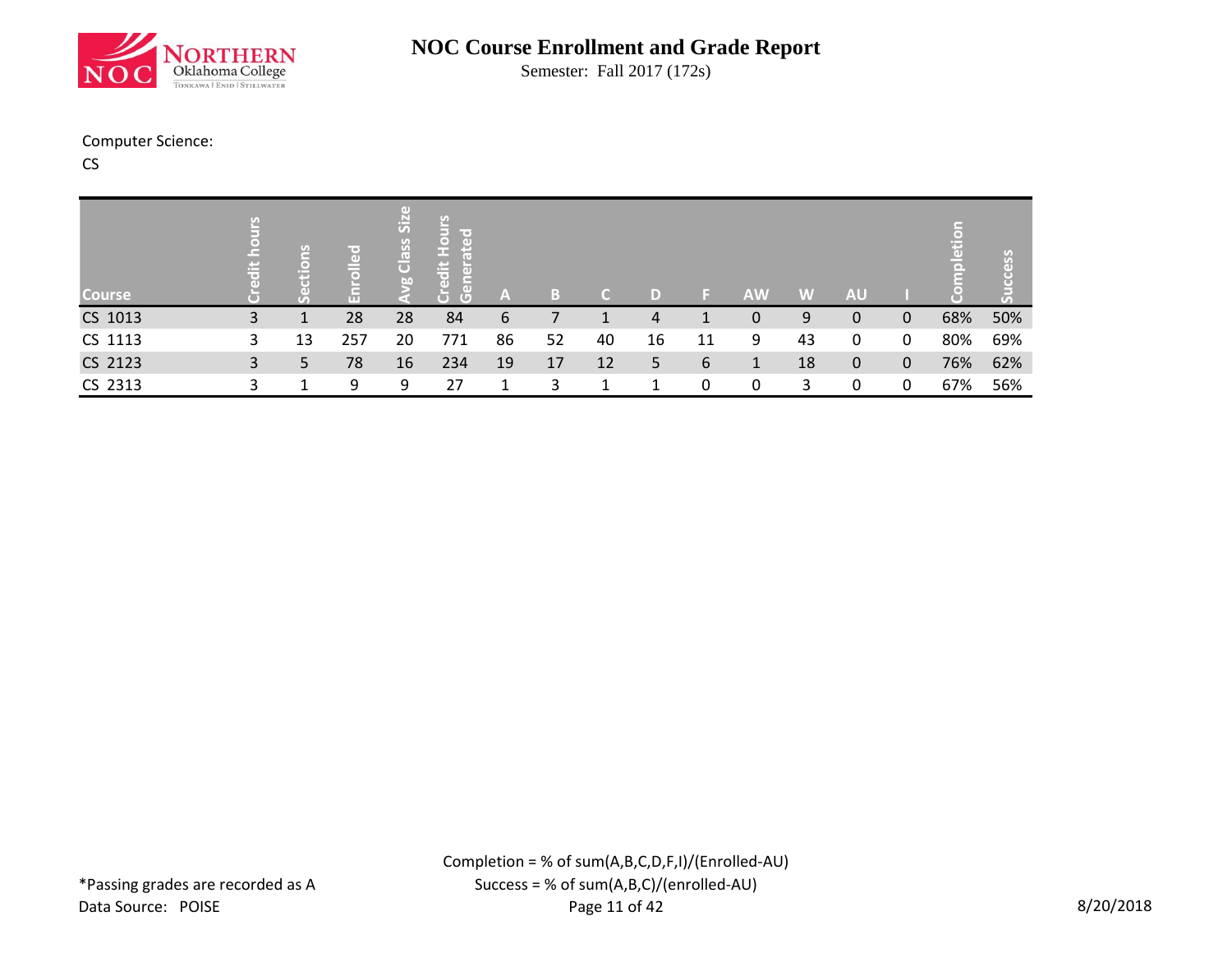# NOC Course Enrollment and Grade Report

Semester: Fall 2017 (172s)

Computer Science:

CS

| Course | Credit hours | Sections | Enrolled | Avg Class Size | Credit Hours Generated | A | B | C | D | F | AW | W | AU | I | Completion | Success |
|---|---|---|---|---|---|---|---|---|---|---|---|---|---|---|---|---|
| CS 1013 | 3 | 1 | 28 | 28 | 84 | 6 | 7 | 1 | 4 | 1 | 0 | 9 | 0 | 0 | 68% | 50% |
| CS 1113 | 3 | 13 | 257 | 20 | 771 | 86 | 52 | 40 | 16 | 11 | 9 | 43 | 0 | 0 | 80% | 69% |
| CS 2123 | 3 | 5 | 78 | 16 | 234 | 19 | 17 | 12 | 5 | 6 | 1 | 18 | 0 | 0 | 76% | 62% |
| CS 2313 | 3 | 1 | 9 | 9 | 27 | 1 | 3 | 1 | 1 | 0 | 0 | 3 | 0 | 0 | 67% | 56% |

*Passing grades are recorded as A

Data Source: POISE

Completion = % of sum(A,B,C,D,F,I)/(Enrolled-AU)

Success = % of sum(A,B,C)/(enrolled-AU)

8/20/2018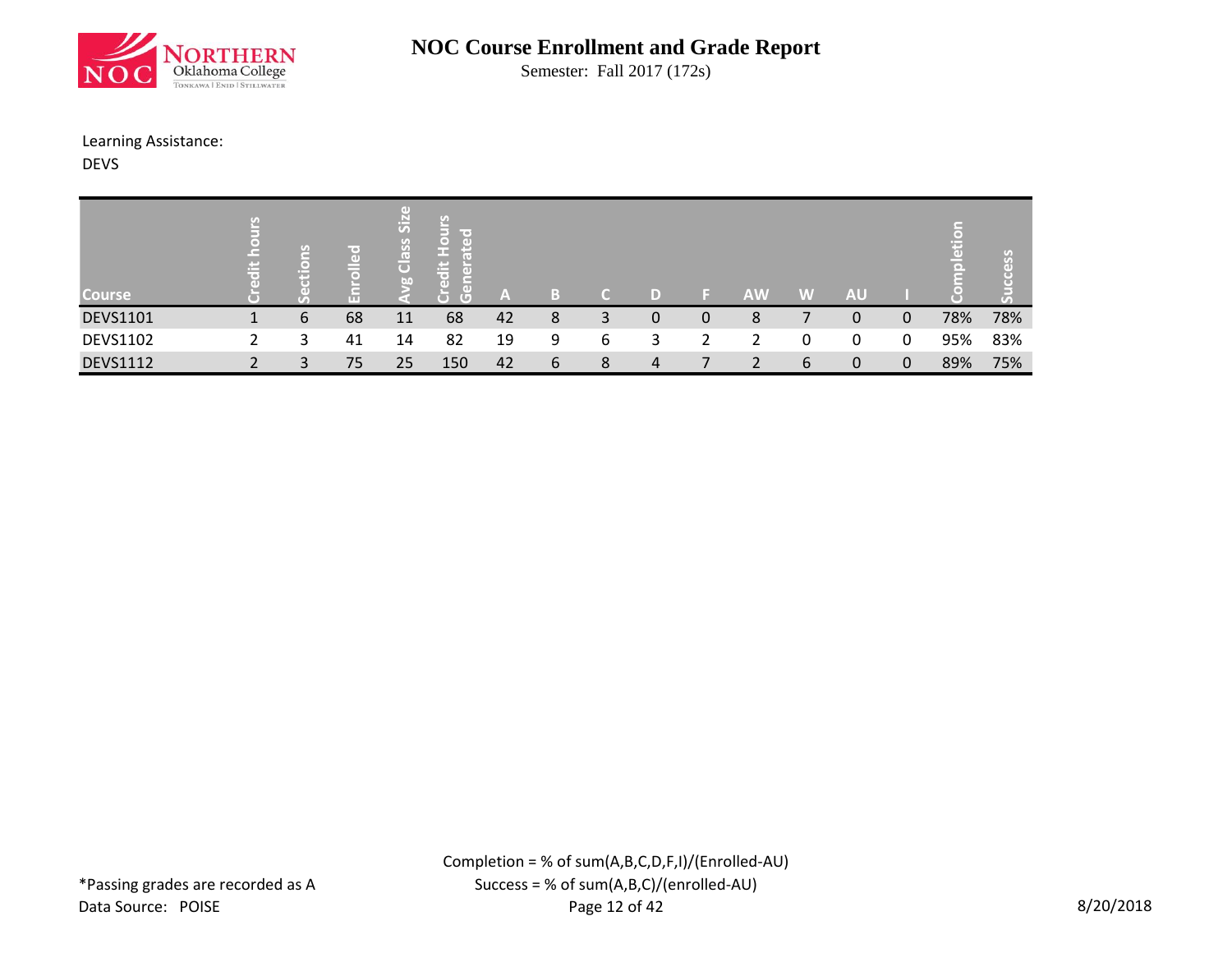# NOC Course Enrollment and Grade Report

Semester: Fall 2017 (172s)

Learning Assistance:

DEVS

| Course | Credit hours | Sections | Enrolled | Avg Class Size | Credit Hours Generated | A | B | C | D | F | AW | W | AU | I | Completion | Success |
|---|---|---|---|---|---|---|---|---|---|---|---|---|---|---|---|---|
| DEVS1101 | 1 | 6 | 68 | 11 | 68 | 42 | 8 | 3 | 0 | 0 | 8 | 7 | 0 | 0 | 78% | 78% |
| DEVS1102 | 2 | 3 | 41 | 14 | 82 | 19 | 9 | 6 | 3 | 2 | 2 | 0 | 0 | 0 | 95% | 83% |
| DEVS1112 | 2 | 3 | 75 | 25 | 150 | 42 | 6 | 8 | 4 | 7 | 2 | 6 | 0 | 0 | 89% | 75% |

*Passing grades are recorded as A

Data Source: POISE

Completion = % of sum(A,B,C,D,F,I)/(Enrolled-AU)

Success = % of sum(A,B,C)/(enrolled-AU)

8/20/2018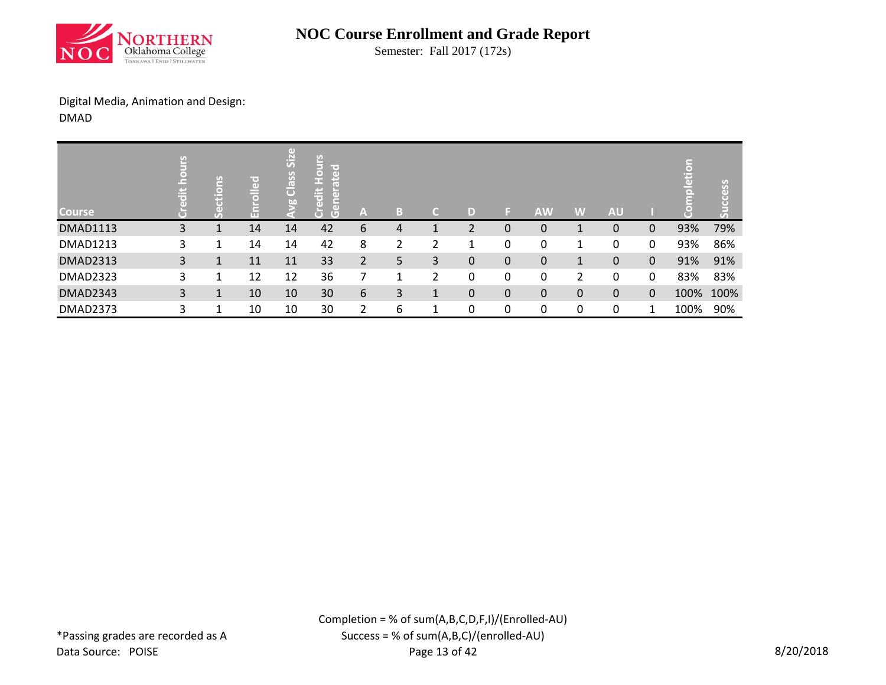# NOC Course Enrollment and Grade Report

Semester: Fall 2017 (172s)

Digital Media, Animation and Design:
DMAD

| Course | Credit hours | Sections | Enrolled | Avg Class Size | Credit Hours Generated | A | B | C | D | F | AW | W | AU | I | Completion | Success |
|---|---|---|---|---|---|---|---|---|---|---|---|---|---|---|---|---|
| DMAD1113 | 3 | 1 | 14 | 14 | 42 | 6 | 4 | 1 | 2 | 0 | 0 | 1 | 0 | 0 | 93% | 79% |
| DMAD1213 | 3 | 1 | 14 | 14 | 42 | 8 | 2 | 2 | 1 | 0 | 0 | 1 | 0 | 0 | 93% | 86% |
| DMAD2313 | 3 | 1 | 11 | 11 | 33 | 2 | 5 | 3 | 0 | 0 | 0 | 1 | 0 | 0 | 91% | 91% |
| DMAD2323 | 3 | 1 | 12 | 12 | 36 | 7 | 1 | 2 | 0 | 0 | 0 | 2 | 0 | 0 | 83% | 83% |
| DMAD2343 | 3 | 1 | 10 | 10 | 30 | 6 | 3 | 1 | 0 | 0 | 0 | 0 | 0 | 0 | 100% | 100% |
| DMAD2373 | 3 | 1 | 10 | 10 | 30 | 2 | 6 | 1 | 0 | 0 | 0 | 0 | 0 | 1 | 100% | 90% |

Completion = % of sum(A,B,C,D,F,I)/(Enrolled-AU)
Success = % of sum(A,B,C)/(enrolled-AU)

*Passing grades are recorded as A
Data Source: POISE

8/20/2018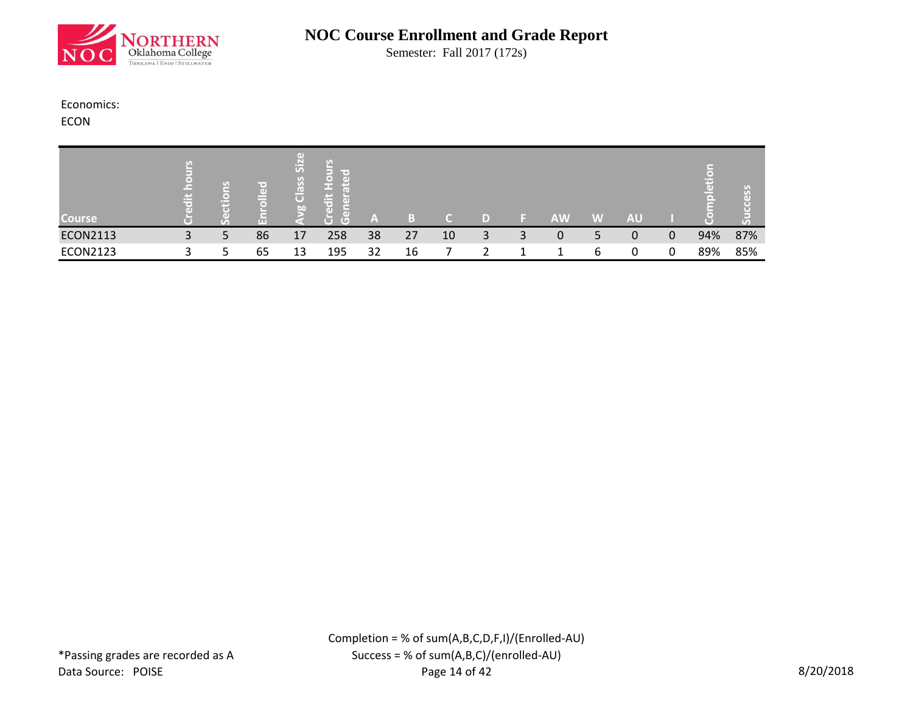# NOC Course Enrollment and Grade Report

Semester: Fall 2017 (172s)

Economics:
ECON

| Course | Credit hours | Sections | Enrolled | Avg Class Size | Credit Hours Generated | A | B | C | D | F | AW | W | AU | I | Completion | Success |
|---|---|---|---|---|---|---|---|---|---|---|---|---|---|---|---|---|
| ECON2113 | 3 | 5 | 86 | 17 | 258 | 38 | 27 | 10 | 3 | 3 | 0 | 5 | 0 | 0 | 94% | 87% |
| ECON2123 | 3 | 5 | 65 | 13 | 195 | 32 | 16 | 7 | 2 | 1 | 1 | 6 | 0 | 0 | 89% | 85% |

*Passing grades are recorded as A

Data Source: POISE

Completion = % of sum(A,B,C,D,F,I)/(Enrolled-AU)

Success = % of sum(A,B,C)/(enrolled-AU)

8/20/2018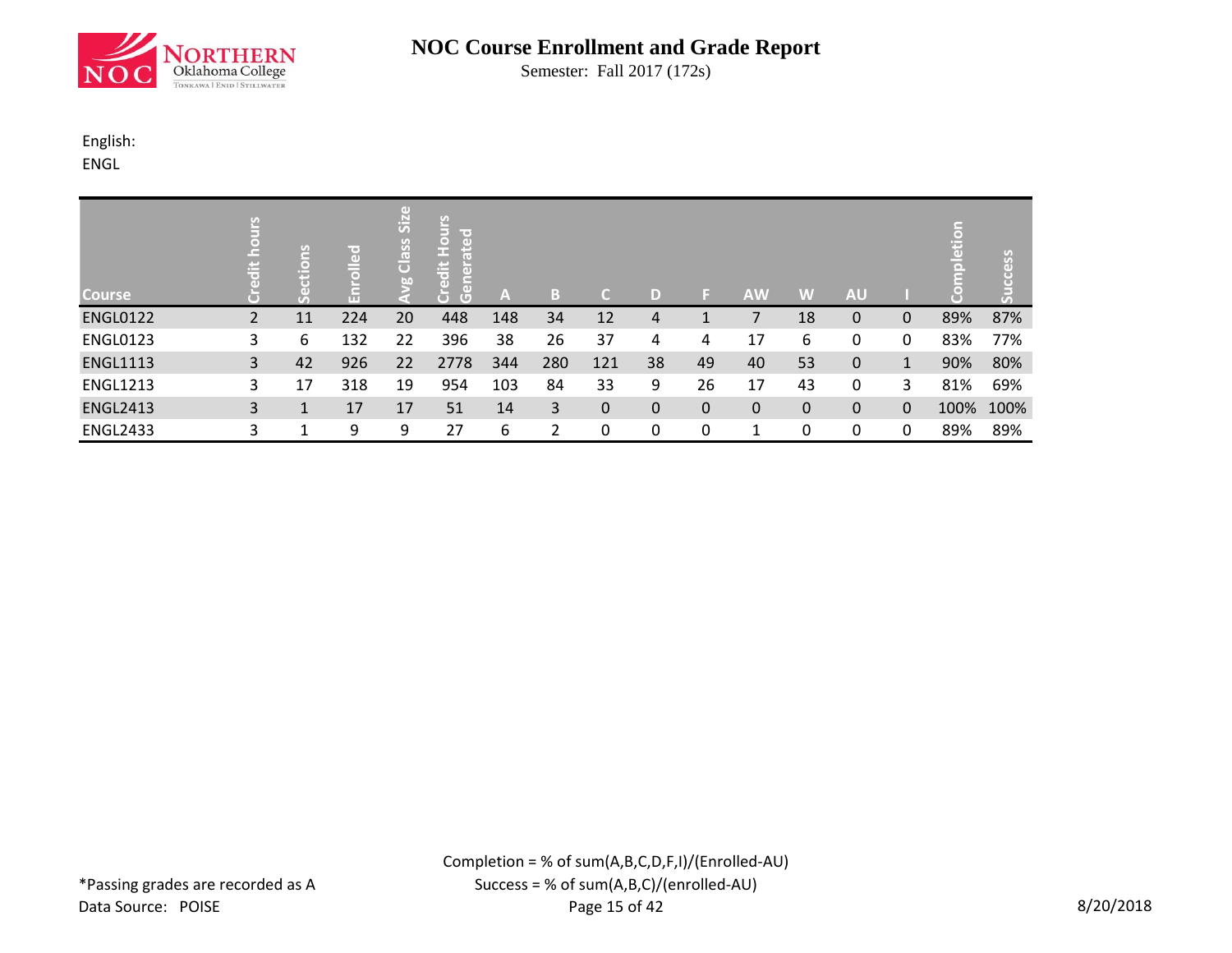# NOC Course Enrollment and Grade Report

Semester: Fall 2017 (172s)

English:
ENGL

| Course | Credit hours | Sections | Enrolled | Avg Class Size | Credit Hours Generated | A | B | C | D | F | AW | W | AU | I | Completion | Success |
|---|---|---|---|---|---|---|---|---|---|---|---|---|---|---|---|---|
| ENGL0122 | 2 | 11 | 224 | 20 | 448 | 148 | 34 | 12 | 4 | 1 | 7 | 18 | 0 | 0 | 89% | 87% |
| ENGL0123 | 3 | 6 | 132 | 22 | 396 | 38 | 26 | 37 | 4 | 4 | 17 | 6 | 0 | 0 | 83% | 77% |
| ENGL1113 | 3 | 42 | 926 | 22 | 2778 | 344 | 280 | 121 | 38 | 49 | 40 | 53 | 0 | 1 | 90% | 80% |
| ENGL1213 | 3 | 17 | 318 | 19 | 954 | 103 | 84 | 33 | 9 | 26 | 17 | 43 | 0 | 3 | 81% | 69% |
| ENGL2413 | 3 | 1 | 17 | 17 | 51 | 14 | 3 | 0 | 0 | 0 | 0 | 0 | 0 | 0 | 100% | 100% |
| ENGL2433 | 3 | 1 | 9 | 9 | 27 | 6 | 2 | 0 | 0 | 0 | 1 | 0 | 0 | 0 | 89% | 89% |

Completion = % of sum(A,B,C,D,F,I)/(Enrolled-AU)
Success = % of sum(A,B,C)/(enrolled-AU)

*Passing grades are recorded as A
Data Source: POISE

8/20/2018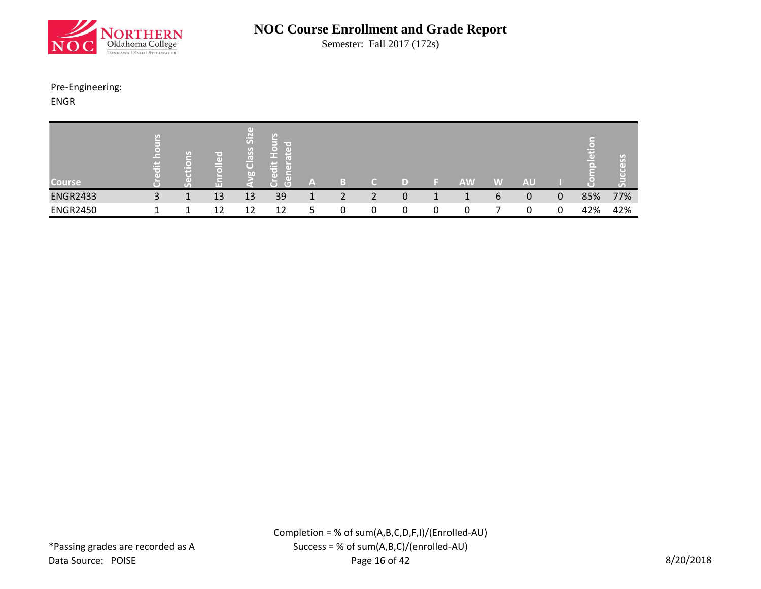# NOC Course Enrollment and Grade Report

Semester: Fall 2017 (172s)

Pre-Engineering:
ENGR

| Course | Credit hours | Sections | Enrolled | Avg Class Size | Credit Hours Generated | A | B | C | D | F | AW | W | AU | I | Completion | Success |
|---|---|---|---|---|---|---|---|---|---|---|---|---|---|---|---|---|
| ENGR2433 | 3 | 1 | 13 | 13 | 39 | 1 | 2 | 2 | 0 | 1 | 1 | 6 | 0 | 0 | 85% | 77% |
| ENGR2450 | 1 | 1 | 12 | 12 | 12 | 5 | 0 | 0 | 0 | 0 | 0 | 7 | 0 | 0 | 42% | 42% |

*Passing grades are recorded as A
Data Source: POISE

Completion = % of sum(A,B,C,D,F,I)/(Enrolled-AU)
Success = % of sum(A,B,C)/(enrolled-AU)

8/20/2018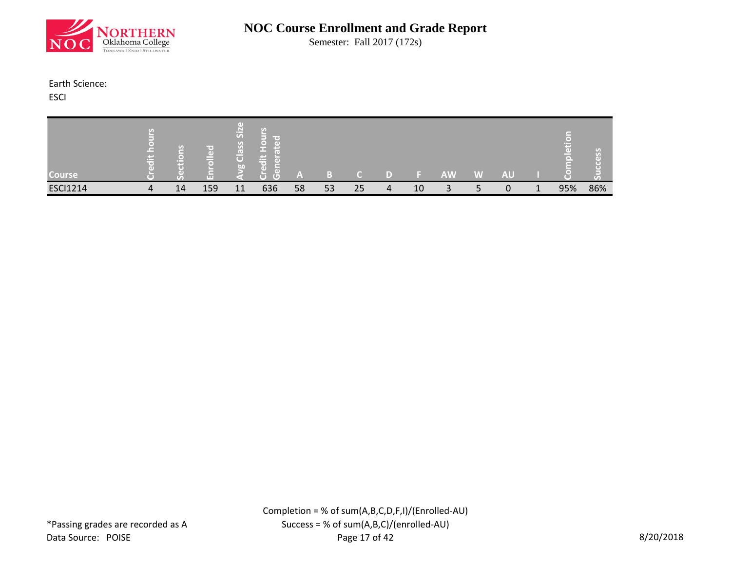# NOC Course Enrollment and Grade Report

Semester: Fall 2017 (172s)

Earth Science:

ESCI

| Course | Credit hours | Sections | Enrolled | Avg Class Size | Credit Hours Generated | A | B | C | D | F | AW | W | AU | I | Completion | Success |
|---|---|---|---|---|---|---|---|---|---|---|---|---|---|---|---|---|
| ESCI1214 | 4 | 14 | 159 | 11 | 636 | 58 | 53 | 25 | 4 | 10 | 3 | 5 | 0 | 1 | 95% | 86% |

Completion = % of sum(A,B,C,D,F,I)/(Enrolled-AU)

Success = % of sum(A,B,C)/(enrolled-AU)

*Passing grades are recorded as A

Data Source: POISE

8/20/2018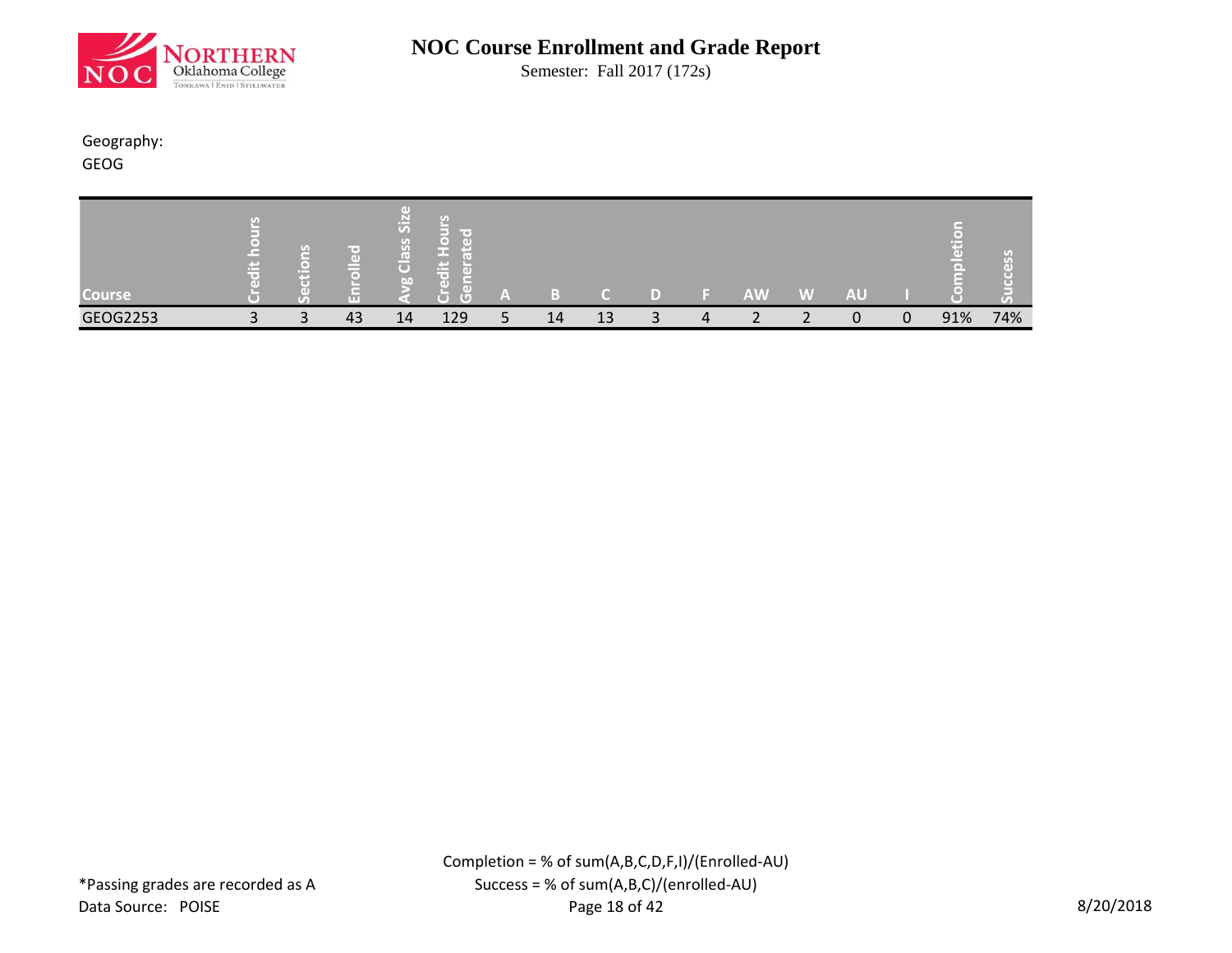# NOC Course Enrollment and Grade Report

Semester: Fall 2017 (172s)

Geography:
GEOG

| Course | Credit hours | Sections | Enrolled | Avg Class Size | Credit Hours Generated | A | B | C | D | F | AW | W | AU | I | Completion | Success |
|---|---|---|---|---|---|---|---|---|---|---|---|---|---|---|---|---|
| GEOG2253 | 3 | 3 | 43 | 14 | 129 | 5 | 14 | 13 | 3 | 4 | 2 | 2 | 0 | 0 | 91% | 74% |

*Passing grades are recorded as A

Data Source: POISE

Completion = % of sum(A,B,C,D,F,I)/(Enrolled-AU)

Success = % of sum(A,B,C)/(enrolled-AU)

8/20/2018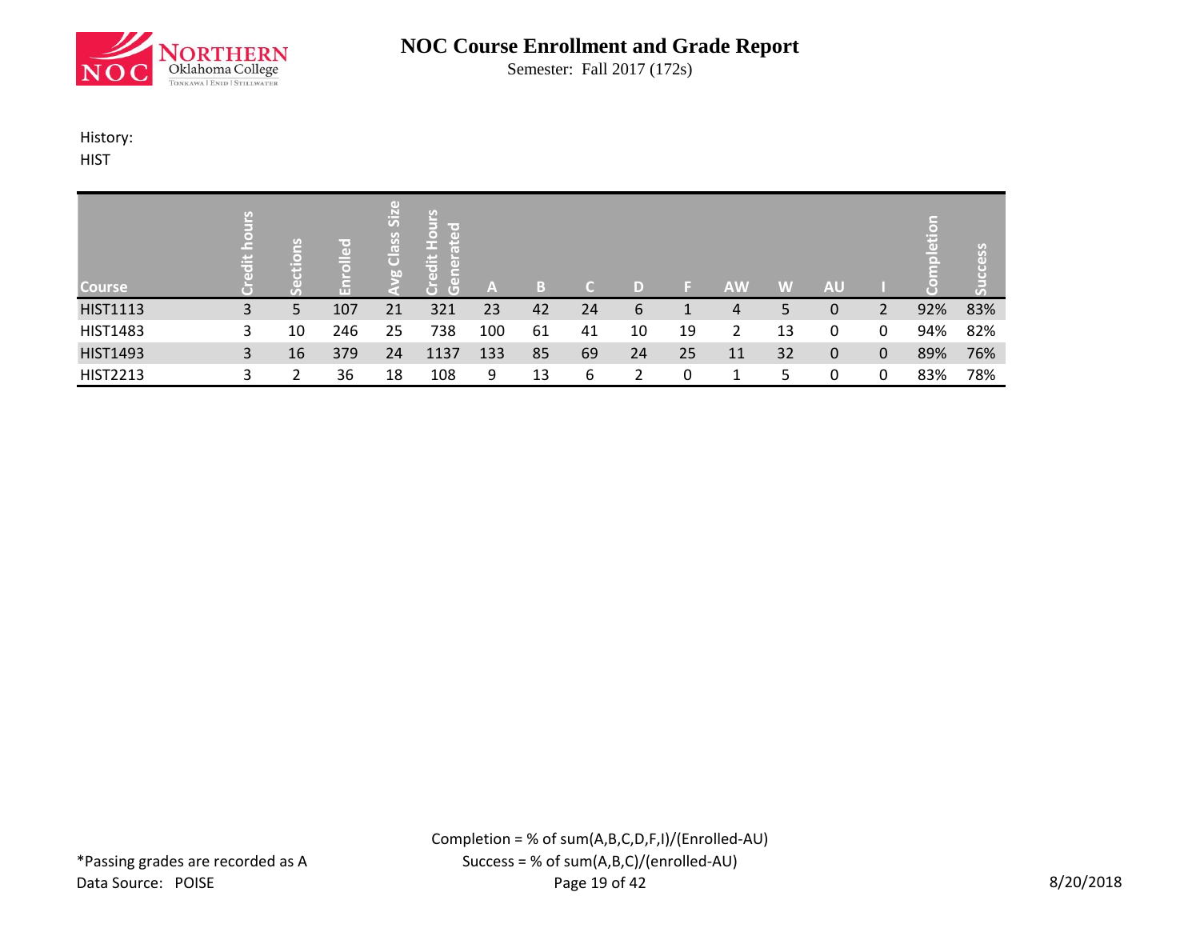# NOC Course Enrollment and Grade Report

Semester: Fall 2017 (172s)

History:
HIST

| Course | Credit hours | Sections | Enrolled | Avg Class Size | Credit Hours Generated | A | B | C | D | F | AW | W | AU | I | Completion | Success |
|---|---|---|---|---|---|---|---|---|---|---|---|---|---|---|---|---|
| HIST1113 | 3 | 5 | 107 | 21 | 321 | 23 | 42 | 24 | 6 | 1 | 4 | 5 | 0 | 2 | 92% | 83% |
| HIST1483 | 3 | 10 | 246 | 25 | 738 | 100 | 61 | 41 | 10 | 19 | 2 | 13 | 0 | 0 | 94% | 82% |
| HIST1493 | 3 | 16 | 379 | 24 | 1137 | 133 | 85 | 69 | 24 | 25 | 11 | 32 | 0 | 0 | 89% | 76% |
| HIST2213 | 3 | 2 | 36 | 18 | 108 | 9 | 13 | 6 | 2 | 0 | 1 | 5 | 0 | 0 | 83% | 78% |

Completion = % of sum(A,B,C,D,F,I)/(Enrolled-AU)
Success = % of sum(A,B,C)/(enrolled-AU)

*Passing grades are recorded as A
Data Source: POISE

8/20/2018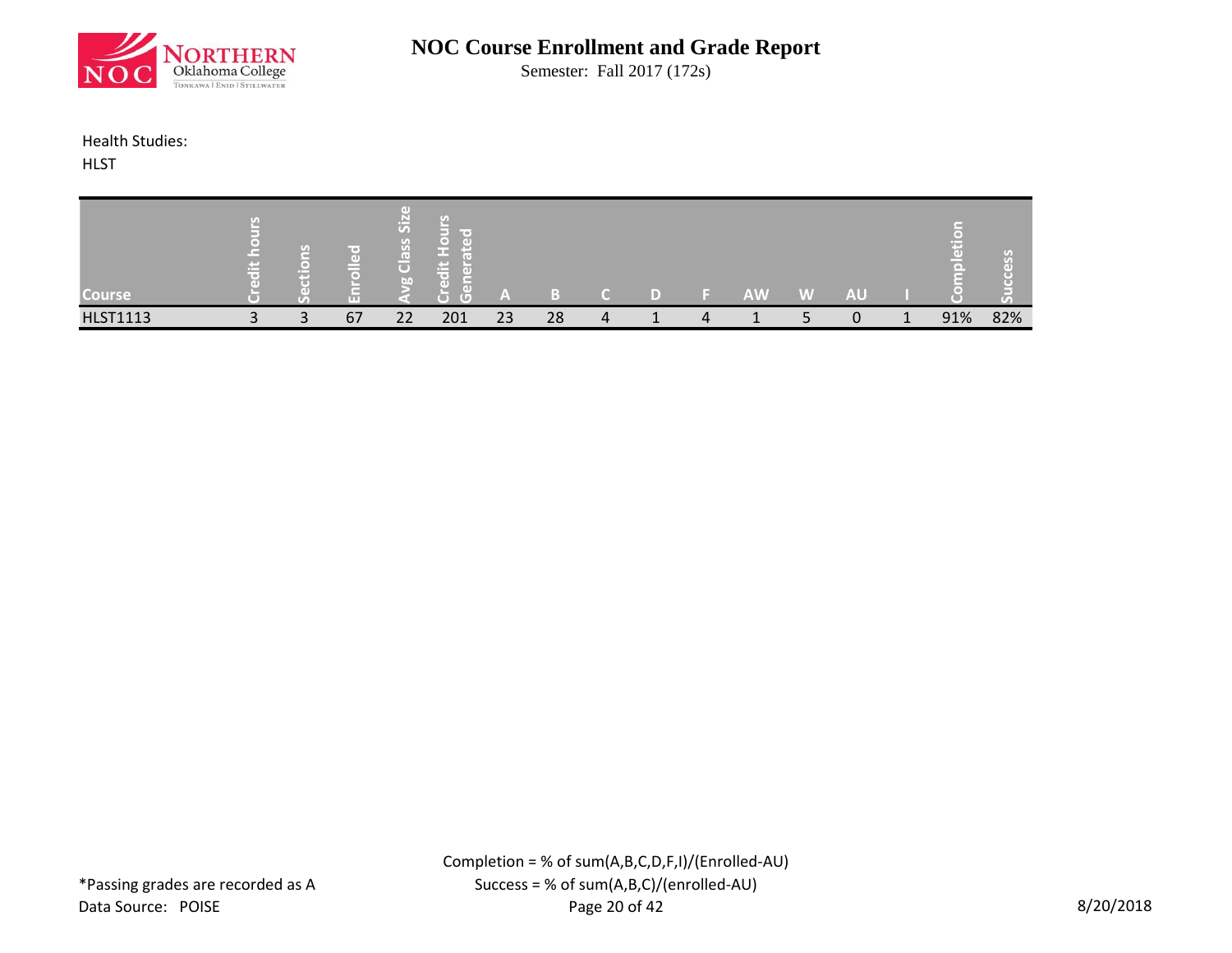# NOC Course Enrollment and Grade Report

Semester: Fall 2017 (172s)

Health Studies:

HLST

| Course | Credit hours | Sections | Enrolled | Avg Class Size | Credit Hours Generated | A | B | C | D | F | AW | W | AU | I | Completion | Success |
|---|---|---|---|---|---|---|---|---|---|---|---|---|---|---|---|---|
| HLST1113 | 3 | 3 | 67 | 22 | 201 | 23 | 28 | 4 | 1 | 4 | 1 | 5 | 0 | 1 | 91% | 82% |

Completion = % of sum(A,B,C,D,F,I)/(Enrolled-AU)

Success = % of sum(A,B,C)/(enrolled-AU)

*Passing grades are recorded as A

Data Source: POISE

8/20/2018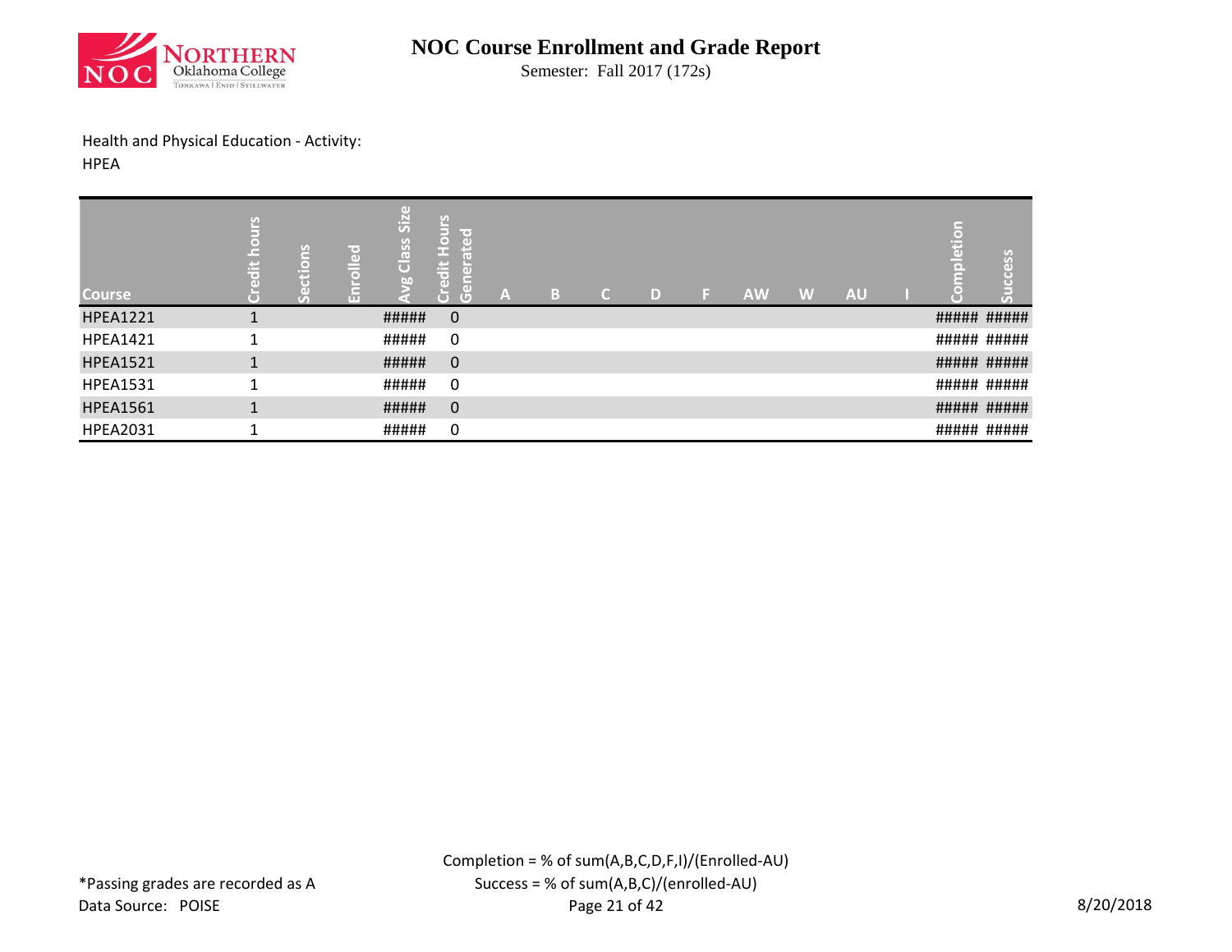# NOC Course Enrollment and Grade Report

Semester: Fall 2017 (172s)

Health and Physical Education - Activity:

HPEA

| Course | Credit hours | Sections | Enrolled | Avg Class Size | Credit Hours Generated | A | B | C | D | F | AW | W | AU | I | Completion | Success |
|---|---|---|---|---|---|---|---|---|---|---|---|---|---|---|---|---|
| HPEA1221 | 1 | | | ##### | 0 | | | | | | | | | | ##### | ##### |
| HPEA1421 | 1 | | | ##### | 0 | | | | | | | | | | ##### | ##### |
| HPEA1521 | 1 | | | ##### | 0 | | | | | | | | | | ##### | ##### |
| HPEA1531 | 1 | | | ##### | 0 | | | | | | | | | | ##### | ##### |
| HPEA1561 | 1 | | | ##### | 0 | | | | | | | | | | ##### | ##### |
| HPEA2031 | 1 | | | ##### | 0 | | | | | | | | | | ##### | ##### |

Completion = % of sum(A,B,C,D,F,I)/(Enrolled-AU)

Success = % of sum(A,B,C)/(enrolled-AU)

*Passing grades are recorded as A

Data Source: POISE

8/20/2018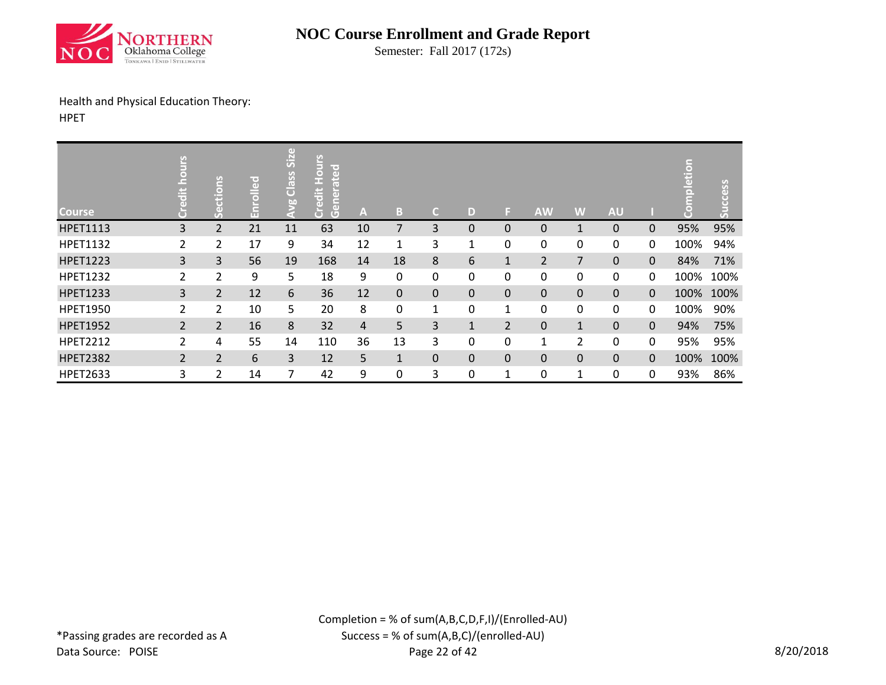# NOC Course Enrollment and Grade Report

Semester: Fall 2017 (172s)

Health and Physical Education Theory:
HPET

| Course | Credit hours | Sections | Enrolled | Avg Class Size | Credit Hours Generated | A | B | C | D | F | AW | W | AU | I | Completion | Success |
|---|---|---|---|---|---|---|---|---|---|---|---|---|---|---|---|---|
| HPET1113 | 3 | 2 | 21 | 11 | 63 | 10 | 7 | 3 | 0 | 0 | 0 | 1 | 0 | 0 | 95% | 95% |
| HPET1132 | 2 | 2 | 17 | 9 | 34 | 12 | 1 | 3 | 1 | 0 | 0 | 0 | 0 | 0 | 100% | 94% |
| HPET1223 | 3 | 3 | 56 | 19 | 168 | 14 | 18 | 8 | 6 | 1 | 2 | 7 | 0 | 0 | 84% | 71% |
| HPET1232 | 2 | 2 | 9 | 5 | 18 | 9 | 0 | 0 | 0 | 0 | 0 | 0 | 0 | 0 | 100% | 100% |
| HPET1233 | 3 | 2 | 12 | 6 | 36 | 12 | 0 | 0 | 0 | 0 | 0 | 0 | 0 | 0 | 100% | 100% |
| HPET1950 | 2 | 2 | 10 | 5 | 20 | 8 | 0 | 1 | 0 | 1 | 0 | 0 | 0 | 0 | 100% | 90% |
| HPET1952 | 2 | 2 | 16 | 8 | 32 | 4 | 5 | 3 | 1 | 2 | 0 | 1 | 0 | 0 | 94% | 75% |
| HPET2212 | 2 | 4 | 55 | 14 | 110 | 36 | 13 | 3 | 0 | 0 | 1 | 2 | 0 | 0 | 95% | 95% |
| HPET2382 | 2 | 2 | 6 | 3 | 12 | 5 | 1 | 0 | 0 | 0 | 0 | 0 | 0 | 0 | 100% | 100% |
| HPET2633 | 3 | 2 | 14 | 7 | 42 | 9 | 0 | 3 | 0 | 1 | 0 | 1 | 0 | 0 | 93% | 86% |

Completion = % of sum(A,B,C,D,F,I)/(Enrolled-AU)
Success = % of sum(A,B,C)/(enrolled-AU)

*Passing grades are recorded as A
Data Source: POISE

8/20/2018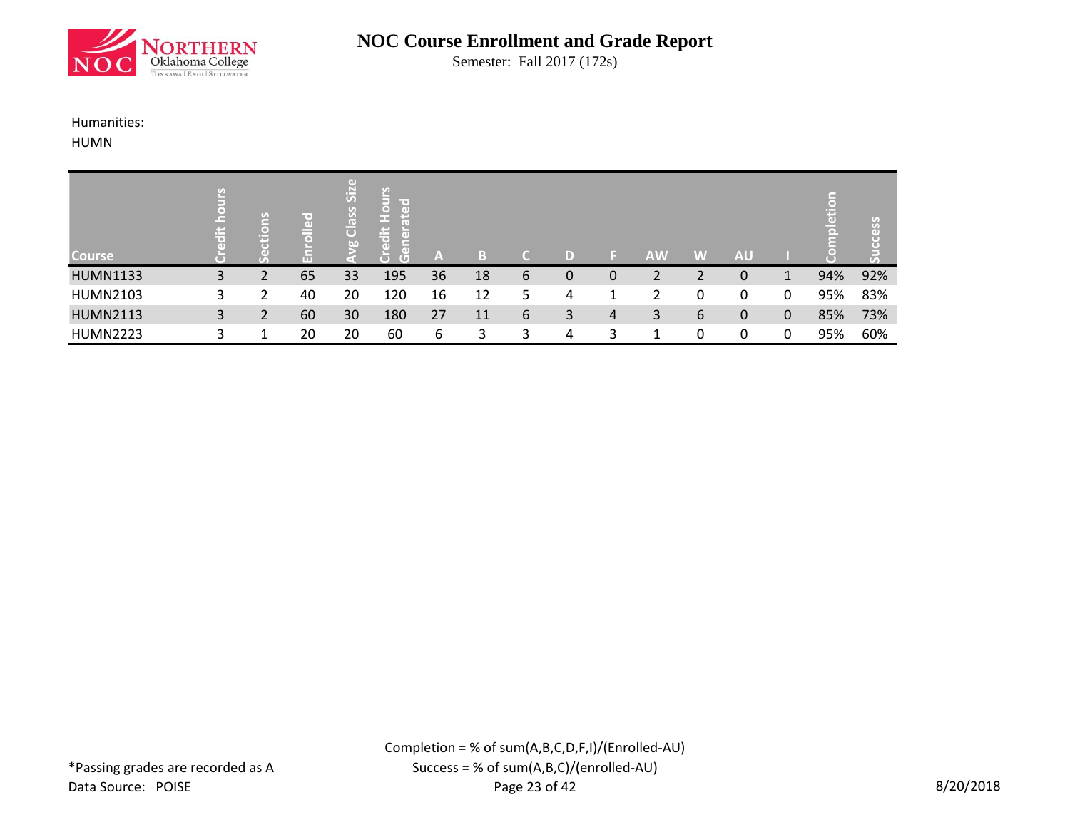# NOC Course Enrollment and Grade Report

Semester: Fall 2017 (172s)

Humanities:

HUMN

| Course | Credit hours | Sections | Enrolled | Avg Class Size | Credit Hours Generated | A | B | C | D | F | AW | W | AU | I | Completion | Success |
|---|---|---|---|---|---|---|---|---|---|---|---|---|---|---|---|---|
| HUMN1133 | 3 | 2 | 65 | 33 | 195 | 36 | 18 | 6 | 0 | 0 | 2 | 2 | 0 | 1 | 94% | 92% |
| HUMN2103 | 3 | 2 | 40 | 20 | 120 | 16 | 12 | 5 | 4 | 1 | 2 | 0 | 0 | 0 | 95% | 83% |
| HUMN2113 | 3 | 2 | 60 | 30 | 180 | 27 | 11 | 6 | 3 | 4 | 3 | 6 | 0 | 0 | 85% | 73% |
| HUMN2223 | 3 | 1 | 20 | 20 | 60 | 6 | 3 | 3 | 4 | 3 | 1 | 0 | 0 | 0 | 95% | 60% |

Completion = % of sum(A,B,C,D,F,I)/(Enrolled-AU)

Success = % of sum(A,B,C)/(enrolled-AU)

*Passing grades are recorded as A

Data Source: POISE

8/20/2018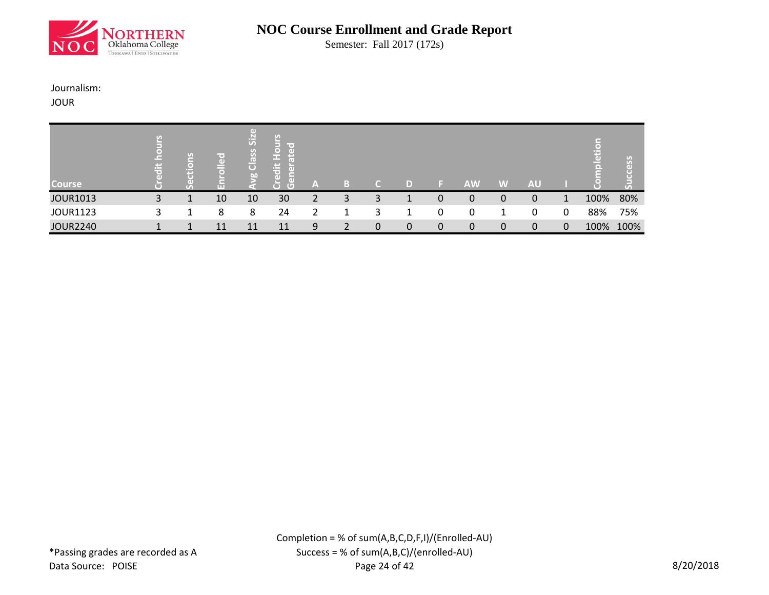# NOC Course Enrollment and Grade Report

Semester: Fall 2017 (172s)

Journalism:
JOUR

| Course | Credit hours | Sections | Enrolled | Avg Class Size | Credit Hours Generated | A | B | C | D | F | AW | W | AU | I | Completion | Success |
|---|---|---|---|---|---|---|---|---|---|---|---|---|---|---|---|---|
| JOUR1013 | 3 | 1 | 10 | 10 | 30 | 2 | 3 | 3 | 1 | 0 | 0 | 0 | 0 | 1 | 100% | 80% |
| JOUR1123 | 3 | 1 | 8 | 8 | 24 | 2 | 1 | 3 | 1 | 0 | 0 | 1 | 0 | 0 | 88% | 75% |
| JOUR2240 | 1 | 1 | 11 | 11 | 11 | 9 | 2 | 0 | 0 | 0 | 0 | 0 | 0 | 0 | 100% | 100% |

Completion = % of sum(A,B,C,D,F,I)/(Enrolled-AU)
Success = % of sum(A,B,C)/(enrolled-AU)

*Passing grades are recorded as A
Data Source: POISE

8/20/2018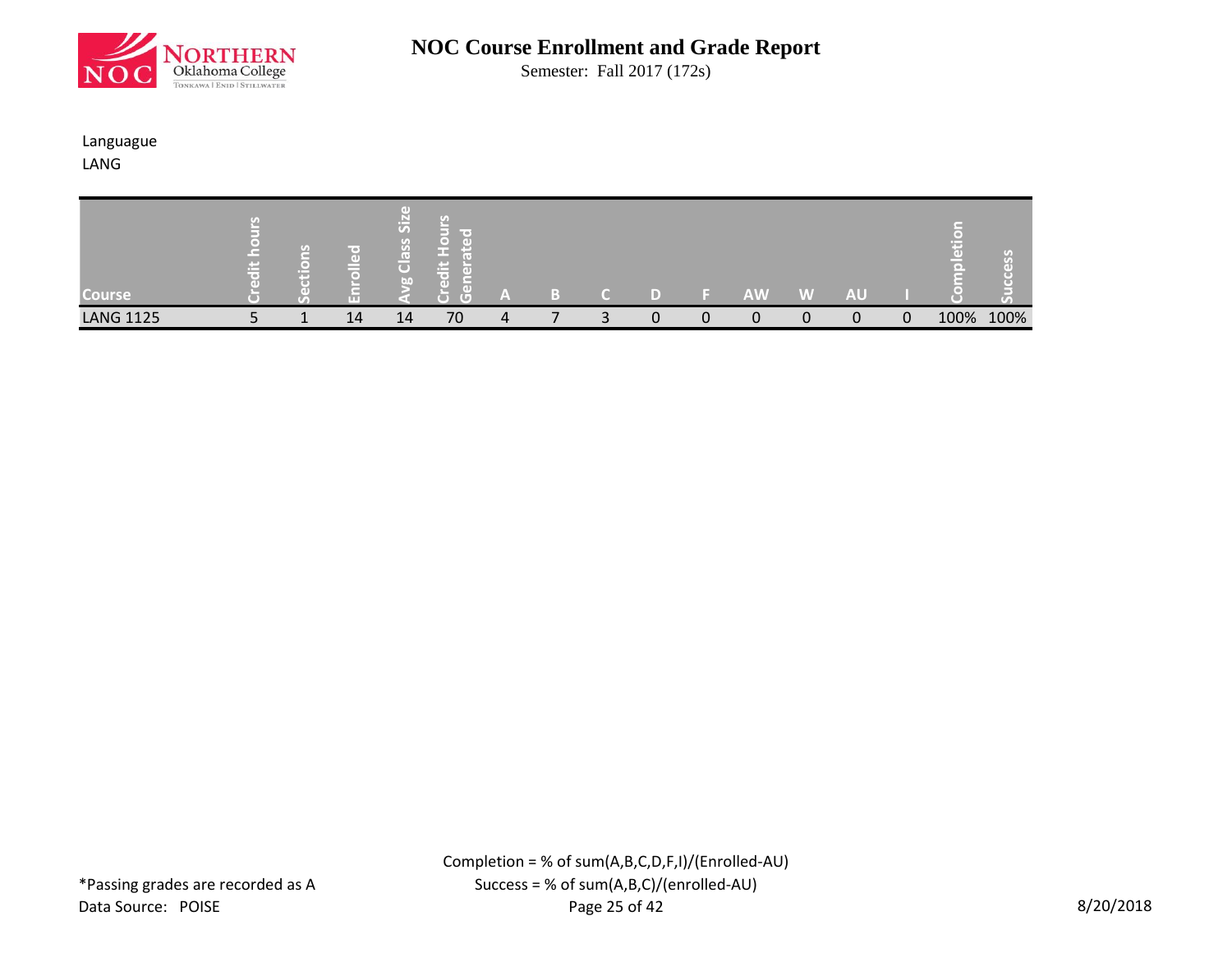# NOC Course Enrollment and Grade Report

Semester: Fall 2017 (172s)

Languague

LANG

| Course | Credit hours | Sections | Enrolled | Avg Class Size | Credit Hours Generated | A | B | C | D | F | AW | W | AU | I | Completion | Success |
|---|---|---|---|---|---|---|---|---|---|---|---|---|---|---|---|---|
| LANG 1125 | 5 | 1 | 14 | 14 | 70 | 4 | 7 | 3 | 0 | 0 | 0 | 0 | 0 | 0 | 100% | 100% |

Completion = % of sum(A,B,C,D,F,I)/(Enrolled-AU)

Success = % of sum(A,B,C)/(enrolled-AU)

*Passing grades are recorded as A

Data Source: POISE

8/20/2018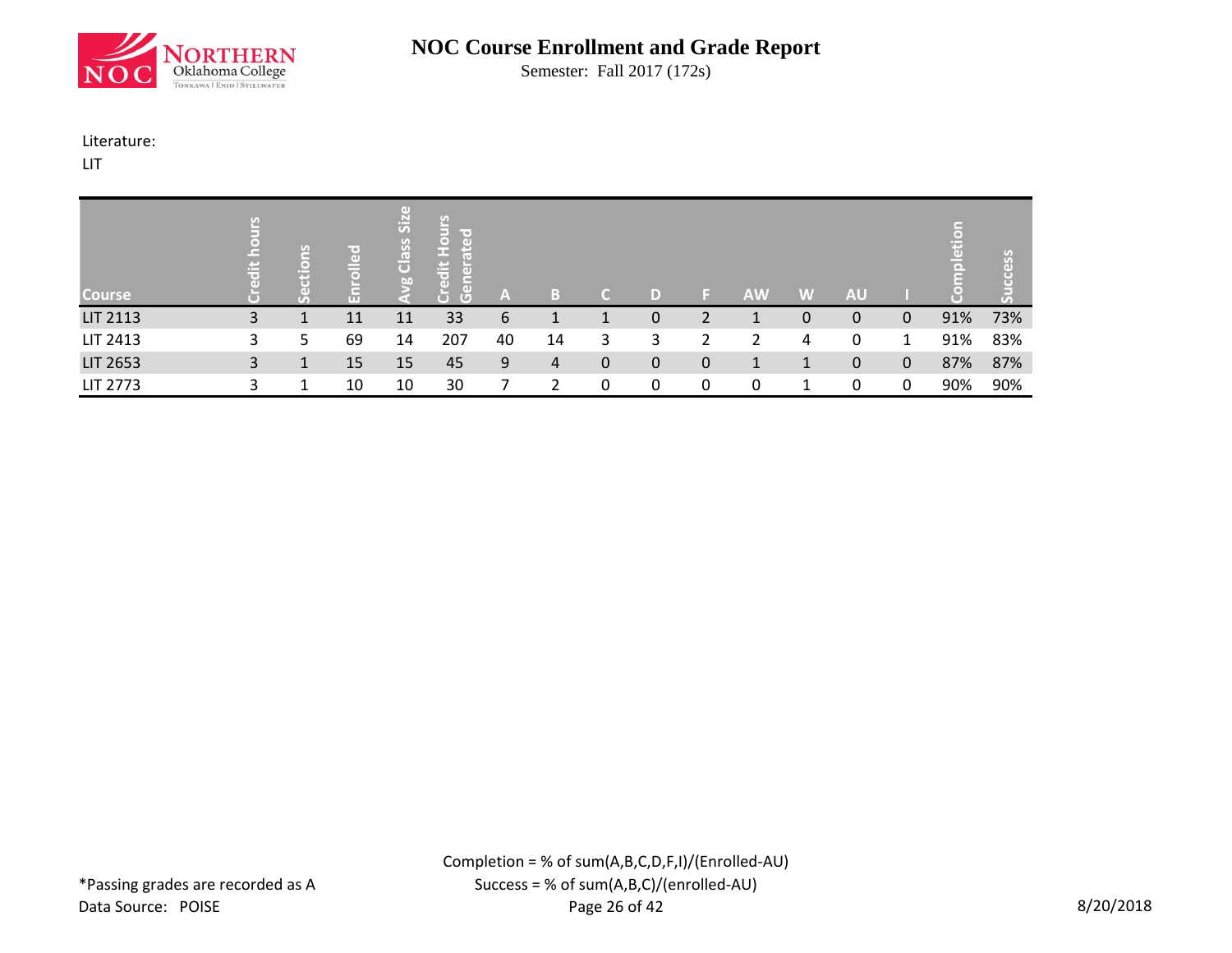# NOC Course Enrollment and Grade Report

Semester: Fall 2017 (172s)

Literature:

LIT

| Course | Credit hours | Sections | Enrolled | Avg Class Size | Credit Hours Generated | A | B | C | D | F | AW | W | AU | I | Completion | Success |
|---|---|---|---|---|---|---|---|---|---|---|---|---|---|---|---|---|
| LIT 2113 | 3 | 1 | 11 | 11 | 33 | 6 | 1 | 1 | 0 | 2 | 1 | 0 | 0 | 0 | 91% | 73% |
| LIT 2413 | 3 | 5 | 69 | 14 | 207 | 40 | 14 | 3 | 3 | 2 | 2 | 4 | 0 | 1 | 91% | 83% |
| LIT 2653 | 3 | 1 | 15 | 15 | 45 | 9 | 4 | 0 | 0 | 0 | 1 | 1 | 0 | 0 | 87% | 87% |
| LIT 2773 | 3 | 1 | 10 | 10 | 30 | 7 | 2 | 0 | 0 | 0 | 0 | 1 | 0 | 0 | 90% | 90% |

Completion = % of sum(A,B,C,D,F,I)/(Enrolled-AU)

Success = % of sum(A,B,C)/(enrolled-AU)

*Passing grades are recorded as A

Data Source: POISE

8/20/2018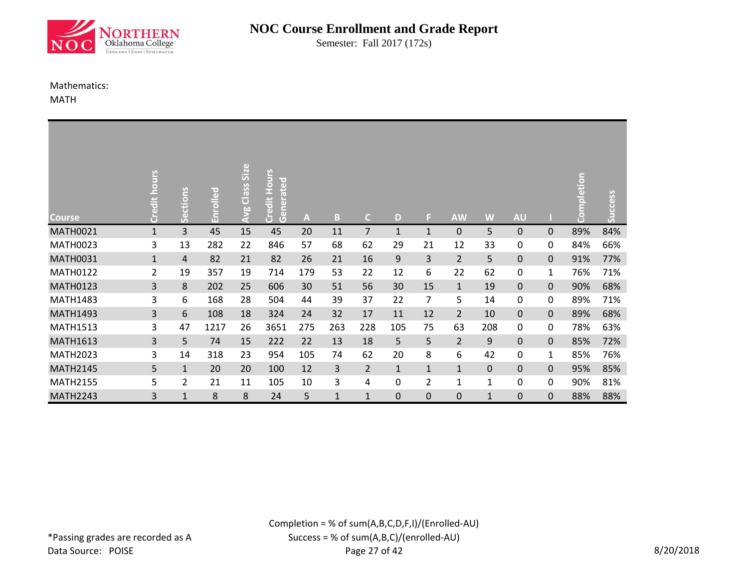# NOC Course Enrollment and Grade Report

Semester: Fall 2017 (172s)

Mathematics:

MATH

| Course | Credit hours | Sections | Enrolled | Avg Class Size | Credit Hours Generated | A | B | C | D | F | AW | W | AU | I | Completion | Success |
|---|---|---|---|---|---|---|---|---|---|---|---|---|---|---|---|---|
| MATH0021 | 1 | 3 | 45 | 15 | 45 | 20 | 11 | 7 | 1 | 1 | 0 | 5 | 0 | 0 | 89% | 84% |
| MATH0023 | 3 | 13 | 282 | 22 | 846 | 57 | 68 | 62 | 29 | 21 | 12 | 33 | 0 | 0 | 84% | 66% |
| MATH0031 | 1 | 4 | 82 | 21 | 82 | 26 | 21 | 16 | 9 | 3 | 2 | 5 | 0 | 0 | 91% | 77% |
| MATH0122 | 2 | 19 | 357 | 19 | 714 | 179 | 53 | 22 | 12 | 6 | 22 | 62 | 0 | 1 | 76% | 71% |
| MATH0123 | 3 | 8 | 202 | 25 | 606 | 30 | 51 | 56 | 30 | 15 | 1 | 19 | 0 | 0 | 90% | 68% |
| MATH1483 | 3 | 6 | 168 | 28 | 504 | 44 | 39 | 37 | 22 | 7 | 5 | 14 | 0 | 0 | 89% | 71% |
| MATH1493 | 3 | 6 | 108 | 18 | 324 | 24 | 32 | 17 | 11 | 12 | 2 | 10 | 0 | 0 | 89% | 68% |
| MATH1513 | 3 | 47 | 1217 | 26 | 3651 | 275 | 263 | 228 | 105 | 75 | 63 | 208 | 0 | 0 | 78% | 63% |
| MATH1613 | 3 | 5 | 74 | 15 | 222 | 22 | 13 | 18 | 5 | 5 | 2 | 9 | 0 | 0 | 85% | 72% |
| MATH2023 | 3 | 14 | 318 | 23 | 954 | 105 | 74 | 62 | 20 | 8 | 6 | 42 | 0 | 1 | 85% | 76% |
| MATH2145 | 5 | 1 | 20 | 20 | 100 | 12 | 3 | 2 | 1 | 1 | 1 | 0 | 0 | 0 | 95% | 85% |
| MATH2155 | 5 | 2 | 21 | 11 | 105 | 10 | 3 | 4 | 0 | 2 | 1 | 1 | 0 | 0 | 90% | 81% |
| MATH2243 | 3 | 1 | 8 | 8 | 24 | 5 | 1 | 1 | 0 | 0 | 0 | 1 | 0 | 0 | 88% | 88% |

Completion = % of sum(A,B,C,D,F,I)/(Enrolled-AU)

Success = % of sum(A,B,C)/(enrolled-AU)

*Passing grades are recorded as A

Data Source: POISE

8/20/2018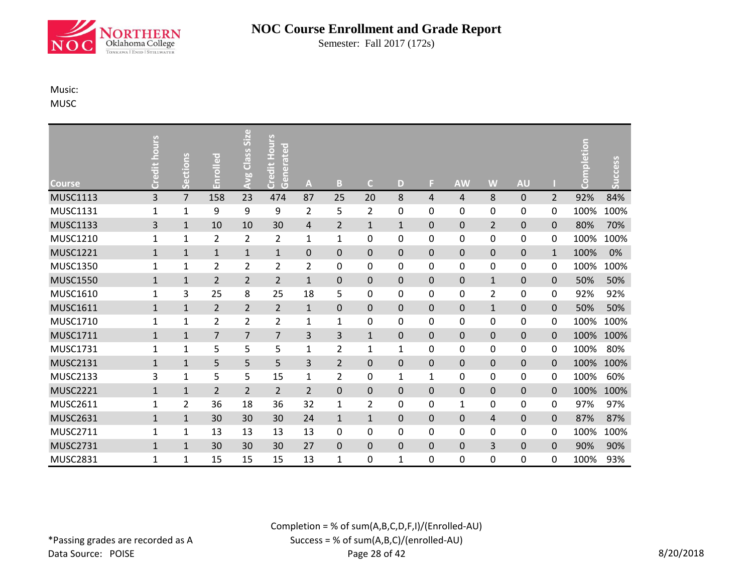# NOC Course Enrollment and Grade Report

Semester: Fall 2017 (172s)

Music:
MUSC

| Course | Credit hours | Sections | Enrolled | Avg Class Size | Credit Hours Generated | A | B | C | D | F | AW | W | AU | I | Completion | Success |
|---|---|---|---|---|---|---|---|---|---|---|---|---|---|---|---|---|
| MUSC1113 | 3 | 7 | 158 | 23 | 474 | 87 | 25 | 20 | 8 | 4 | 4 | 8 | 0 | 2 | 92% | 84% |
| MUSC1131 | 1 | 1 | 9 | 9 | 9 | 2 | 5 | 2 | 0 | 0 | 0 | 0 | 0 | 0 | 100% | 100% |
| MUSC1133 | 3 | 1 | 10 | 10 | 30 | 4 | 2 | 1 | 1 | 0 | 0 | 2 | 0 | 0 | 80% | 70% |
| MUSC1210 | 1 | 1 | 2 | 2 | 2 | 1 | 1 | 0 | 0 | 0 | 0 | 0 | 0 | 0 | 100% | 100% |
| MUSC1221 | 1 | 1 | 1 | 1 | 1 | 0 | 0 | 0 | 0 | 0 | 0 | 0 | 0 | 1 | 100% | 0% |
| MUSC1350 | 1 | 1 | 2 | 2 | 2 | 2 | 0 | 0 | 0 | 0 | 0 | 0 | 0 | 0 | 100% | 100% |
| MUSC1550 | 1 | 1 | 2 | 2 | 2 | 1 | 0 | 0 | 0 | 0 | 0 | 1 | 0 | 0 | 50% | 50% |
| MUSC1610 | 1 | 3 | 25 | 8 | 25 | 18 | 5 | 0 | 0 | 0 | 0 | 2 | 0 | 0 | 92% | 92% |
| MUSC1611 | 1 | 1 | 2 | 2 | 2 | 1 | 0 | 0 | 0 | 0 | 0 | 1 | 0 | 0 | 50% | 50% |
| MUSC1710 | 1 | 1 | 2 | 2 | 2 | 1 | 1 | 0 | 0 | 0 | 0 | 0 | 0 | 0 | 100% | 100% |
| MUSC1711 | 1 | 1 | 7 | 7 | 7 | 3 | 3 | 1 | 0 | 0 | 0 | 0 | 0 | 0 | 100% | 100% |
| MUSC1731 | 1 | 1 | 5 | 5 | 5 | 1 | 2 | 1 | 1 | 0 | 0 | 0 | 0 | 0 | 100% | 80% |
| MUSC2131 | 1 | 1 | 5 | 5 | 5 | 3 | 2 | 0 | 0 | 0 | 0 | 0 | 0 | 0 | 100% | 100% |
| MUSC2133 | 3 | 1 | 5 | 5 | 15 | 1 | 2 | 0 | 1 | 1 | 0 | 0 | 0 | 0 | 100% | 60% |
| MUSC2221 | 1 | 1 | 2 | 2 | 2 | 2 | 0 | 0 | 0 | 0 | 0 | 0 | 0 | 0 | 100% | 100% |
| MUSC2611 | 1 | 2 | 36 | 18 | 36 | 32 | 1 | 2 | 0 | 0 | 1 | 0 | 0 | 0 | 97% | 97% |
| MUSC2631 | 1 | 1 | 30 | 30 | 30 | 24 | 1 | 1 | 0 | 0 | 0 | 4 | 0 | 0 | 87% | 87% |
| MUSC2711 | 1 | 1 | 13 | 13 | 13 | 13 | 0 | 0 | 0 | 0 | 0 | 0 | 0 | 0 | 100% | 100% |
| MUSC2731 | 1 | 1 | 30 | 30 | 30 | 27 | 0 | 0 | 0 | 0 | 0 | 3 | 0 | 0 | 90% | 90% |
| MUSC2831 | 1 | 1 | 15 | 15 | 15 | 13 | 1 | 0 | 1 | 0 | 0 | 0 | 0 | 0 | 100% | 93% |

Completion = % of sum(A,B,C,D,F,I)/(Enrolled-AU)
Success = % of sum(A,B,C)/(enrolled-AU)

*Passing grades are recorded as A
Data Source: POISE

8/20/2018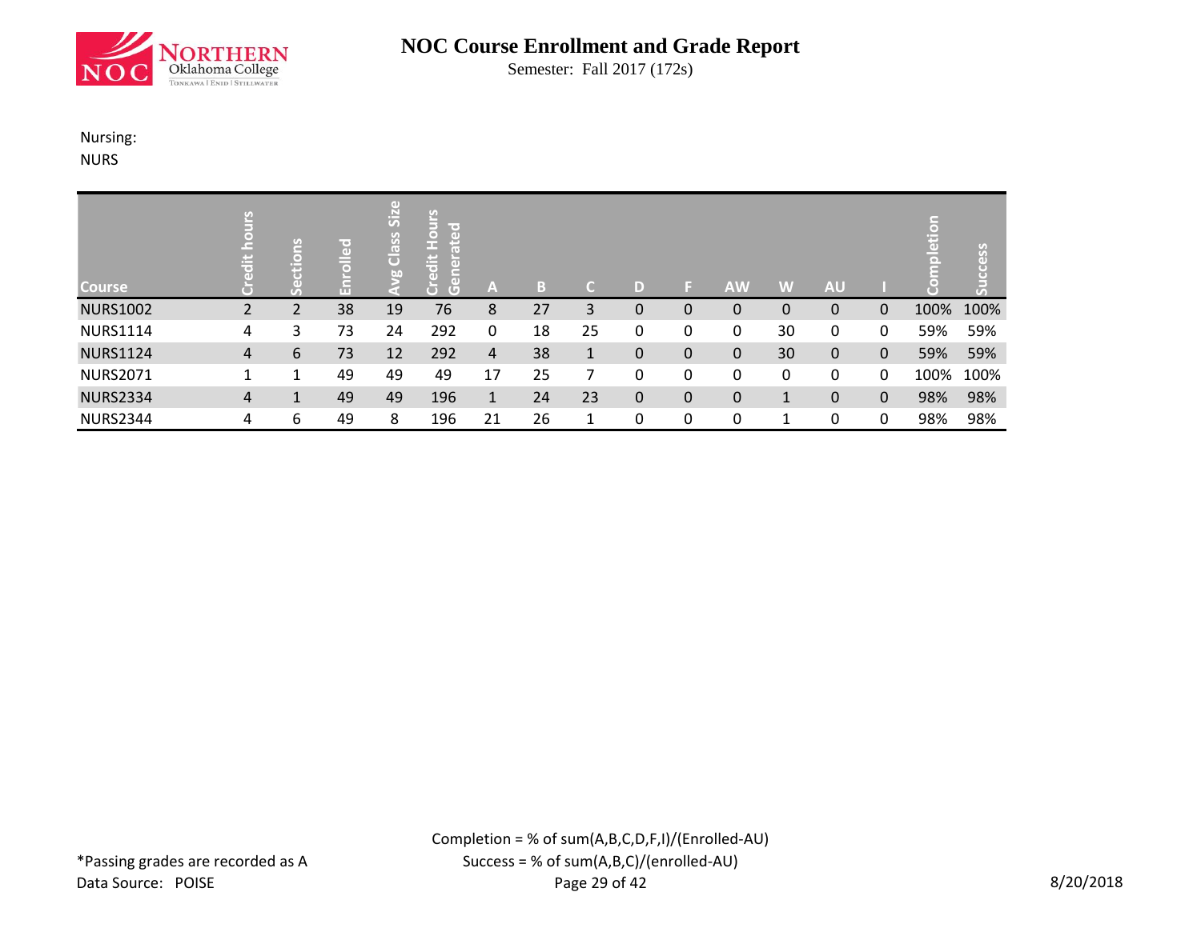# NOC Course Enrollment and Grade Report

Semester: Fall 2017 (172s)

Nursing:
NURS

| Course | Credit hours | Sections | Enrolled | Avg Class Size | Credit Hours Generated | A | B | C | D | F | AW | W | AU | I | Completion | Success |
|---|---|---|---|---|---|---|---|---|---|---|---|---|---|---|---|---|
| NURS1002 | 2 | 2 | 38 | 19 | 76 | 8 | 27 | 3 | 0 | 0 | 0 | 0 | 0 | 0 | 100% | 100% |
| NURS1114 | 4 | 3 | 73 | 24 | 292 | 0 | 18 | 25 | 0 | 0 | 0 | 30 | 0 | 0 | 59% | 59% |
| NURS1124 | 4 | 6 | 73 | 12 | 292 | 4 | 38 | 1 | 0 | 0 | 0 | 30 | 0 | 0 | 59% | 59% |
| NURS2071 | 1 | 1 | 49 | 49 | 49 | 17 | 25 | 7 | 0 | 0 | 0 | 0 | 0 | 0 | 100% | 100% |
| NURS2334 | 4 | 1 | 49 | 49 | 196 | 1 | 24 | 23 | 0 | 0 | 0 | 1 | 0 | 0 | 98% | 98% |
| NURS2344 | 4 | 6 | 49 | 8 | 196 | 21 | 26 | 1 | 0 | 0 | 0 | 1 | 0 | 0 | 98% | 98% |

Completion = % of sum(A,B,C,D,F,I)/(Enrolled-AU)
Success = % of sum(A,B,C)/(enrolled-AU)

*Passing grades are recorded as A
Data Source: POISE

8/20/2018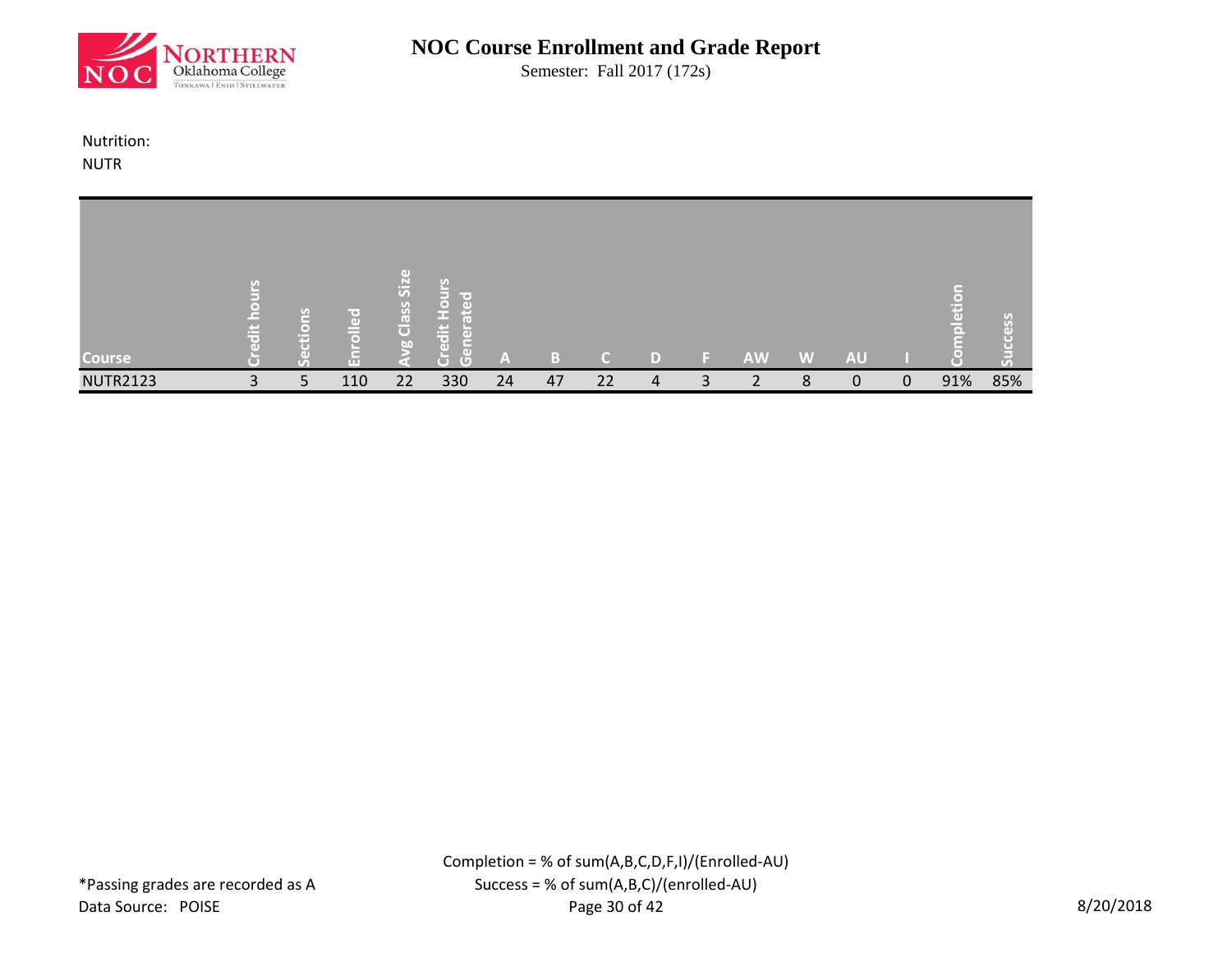# NOC Course Enrollment and Grade Report

Semester: Fall 2017 (172s)

Nutrition:
NUTR

| Course | Credit hours | Sections | Enrolled | Avg Class Size | Credit Hours Generated | A | B | C | D | F | AW | W | AU | I | Completion | Success |
|---|---|---|---|---|---|---|---|---|---|---|---|---|---|---|---|---|
| NUTR2123 | 3 | 5 | 110 | 22 | 330 | 24 | 47 | 22 | 4 | 3 | 2 | 8 | 0 | 0 | 91% | 85% |

Completion = % of sum(A,B,C,D,F,I)/(Enrolled-AU)
Success = % of sum(A,B,C)/(enrolled-AU)

*Passing grades are recorded as A
Data Source: POISE

8/20/2018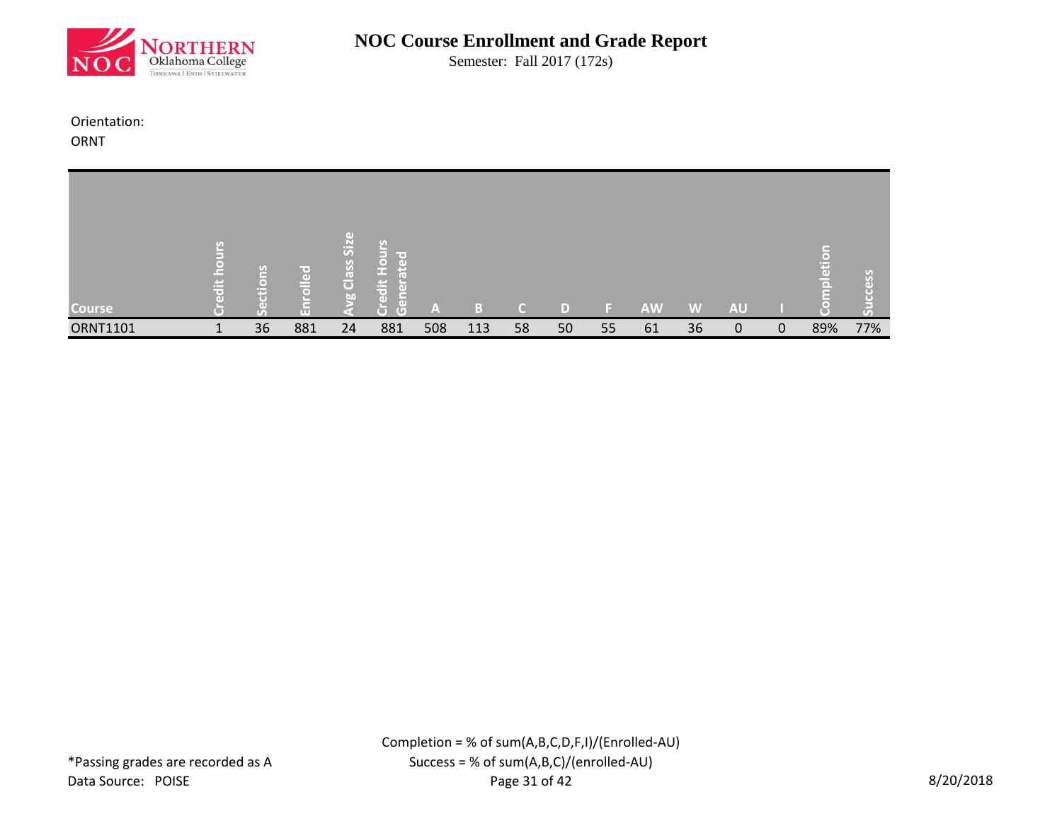# NOC Course Enrollment and Grade Report

Semester: Fall 2017 (172s)

Orientation:
ORNT

| Course | Credit hours | Sections | Enrolled | Avg Class Size | Credit Hours Generated | A | B | C | D | F | AW | W | AU | I | Completion | Success |
|---|---|---|---|---|---|---|---|---|---|---|---|---|---|---|---|---|
| ORNT1101 | 1 | 36 | 881 | 24 | 881 | 508 | 113 | 58 | 50 | 55 | 61 | 36 | 0 | 0 | 89% | 77% |

Completion = % of sum(A,B,C,D,F,I)/(Enrolled-AU)
Success = % of sum(A,B,C)/(enrolled-AU)

*Passing grades are recorded as A
Data Source: POISE

8/20/2018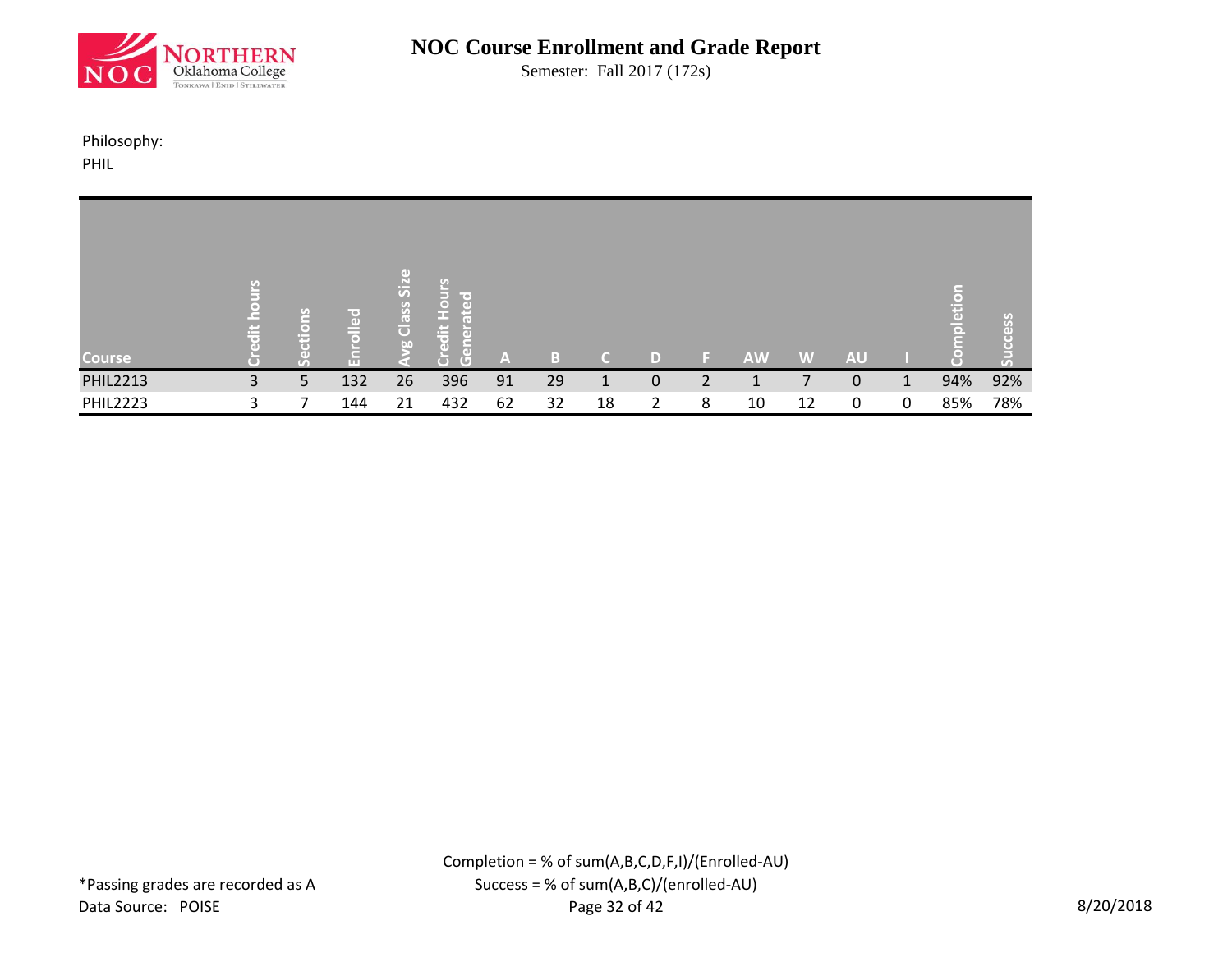# NOC Course Enrollment and Grade Report

Semester: Fall 2017 (172s)

Philosophy:
PHIL

| Course | Credit hours | Sections | Enrolled | Avg Class Size | Credit Hours Generated | A | B | C | D | F | AW | W | AU | I | Completion | Success |
|---|---|---|---|---|---|---|---|---|---|---|---|---|---|---|---|---|
| PHIL2213 | 3 | 5 | 132 | 26 | 396 | 91 | 29 | 1 | 0 | 2 | 1 | 7 | 0 | 1 | 94% | 92% |
| PHIL2223 | 3 | 7 | 144 | 21 | 432 | 62 | 32 | 18 | 2 | 8 | 10 | 12 | 0 | 0 | 85% | 78% |

Completion = % of sum(A,B,C,D,F,I)/(Enrolled-AU)

Success = % of sum(A,B,C)/(enrolled-AU)

*Passing grades are recorded as A

Data Source: POISE

8/20/2018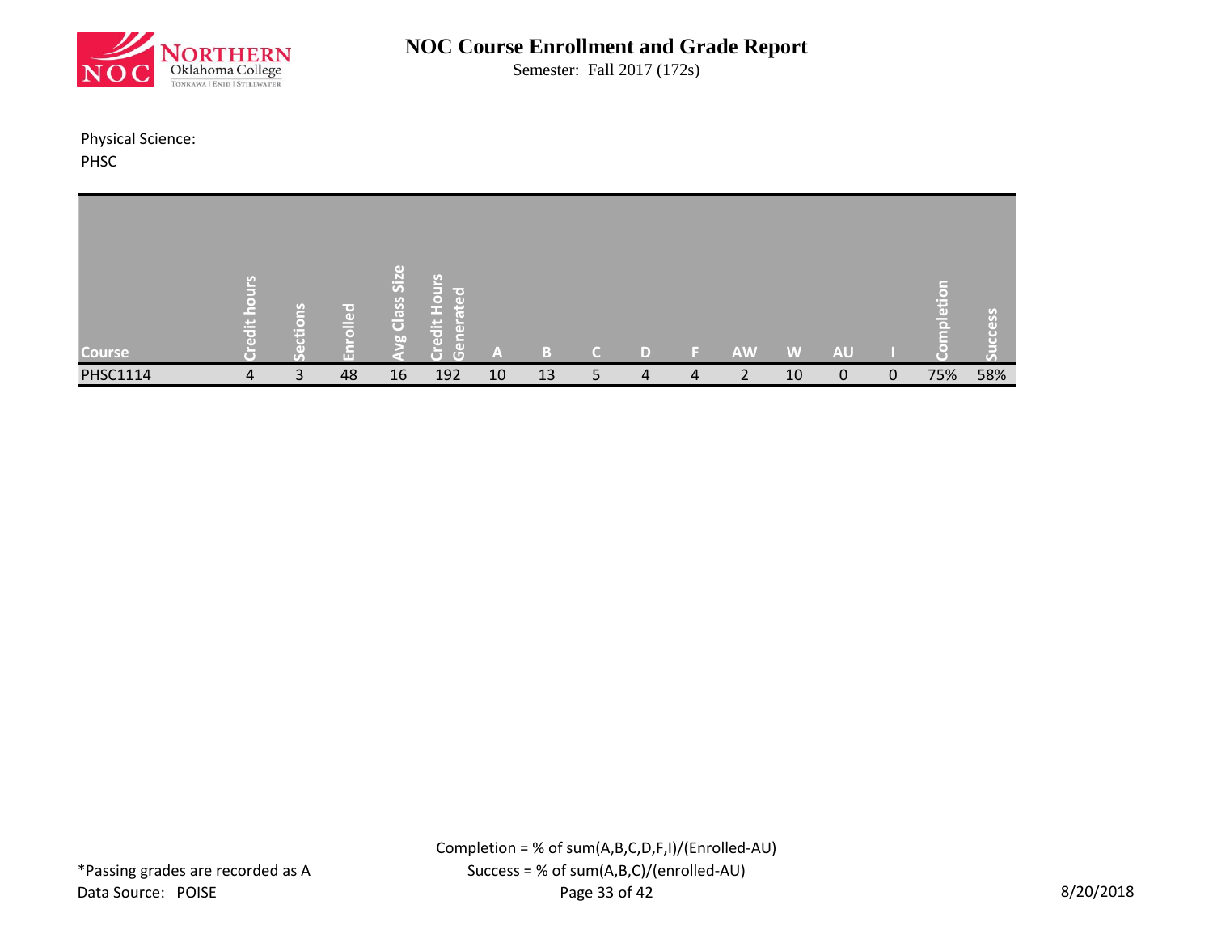# NOC Course Enrollment and Grade Report

Semester: Fall 2017 (172s)

Physical Science:
PHSC

| Course | Credit hours | Sections | Enrolled | Avg Class Size | Credit Hours Generated | A | B | C | D | F | AW | W | AU | I | Completion | Success |
|---|---|---|---|---|---|---|---|---|---|---|---|---|---|---|---|---|
| PHSC1114 | 4 | 3 | 48 | 16 | 192 | 10 | 13 | 5 | 4 | 4 | 2 | 10 | 0 | 0 | 75% | 58% |

*Passing grades are recorded as A

Data Source: POISE

Completion = % of sum(A,B,C,D,F,I)/(Enrolled-AU)

Success = % of sum(A,B,C)/(enrolled-AU)

8/20/2018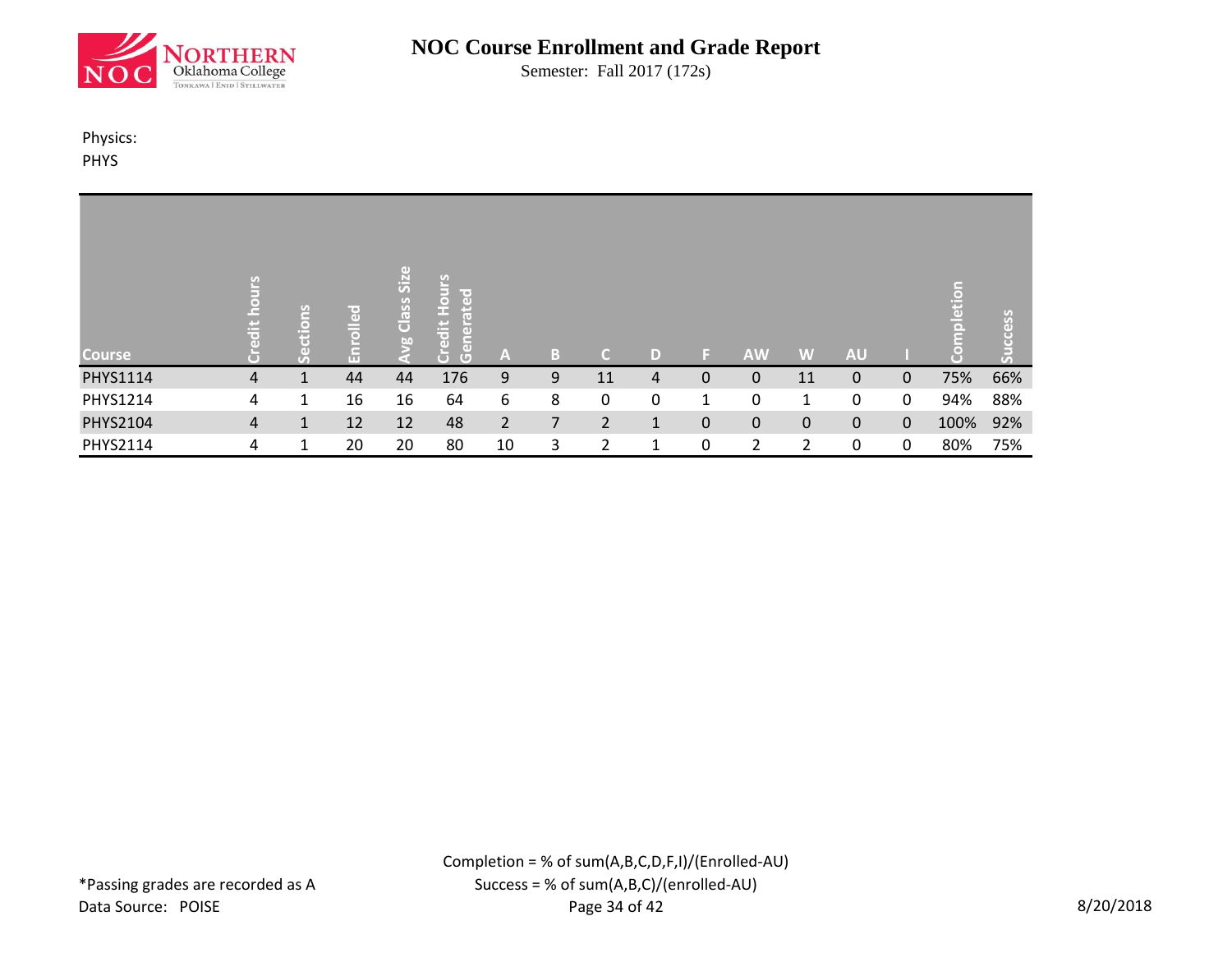# NOC Course Enrollment and Grade Report

Semester: Fall 2017 (172s)

Physics:
PHYS

| Course | Credit hours | Sections | Enrolled | Avg Class Size | Credit Hours Generated | A | B | C | D | F | AW | W | AU | I | Completion | Success |
|---|---|---|---|---|---|---|---|---|---|---|---|---|---|---|---|---|
| PHYS1114 | 4 | 1 | 44 | 44 | 176 | 9 | 9 | 11 | 4 | 0 | 0 | 11 | 0 | 0 | 75% | 66% |
| PHYS1214 | 4 | 1 | 16 | 16 | 64 | 6 | 8 | 0 | 0 | 1 | 0 | 1 | 0 | 0 | 94% | 88% |
| PHYS2104 | 4 | 1 | 12 | 12 | 48 | 2 | 7 | 2 | 1 | 0 | 0 | 0 | 0 | 0 | 100% | 92% |
| PHYS2114 | 4 | 1 | 20 | 20 | 80 | 10 | 3 | 2 | 1 | 0 | 2 | 2 | 0 | 0 | 80% | 75% |

Completion = % of sum(A,B,C,D,F,I)/(Enrolled-AU)
Success = % of sum(A,B,C)/(enrolled-AU)

*Passing grades are recorded as A
Data Source: POISE

8/20/2018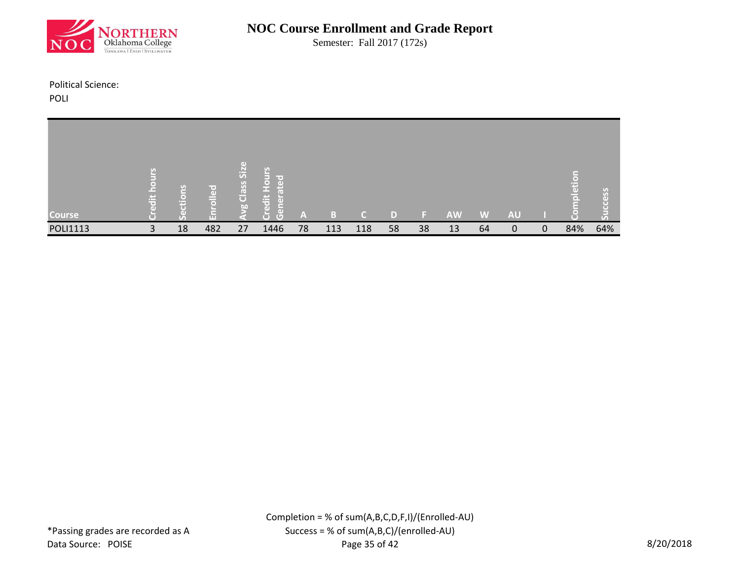# NOC Course Enrollment and Grade Report

Semester: Fall 2017 (172s)

Political Science:
POLI

| Course | Credit hours | Sections | Enrolled | Avg Class Size | Credit Hours Generated | A | B | C | D | F | AW | W | AU | I | Completion | Success |
|---|---|---|---|---|---|---|---|---|---|---|---|---|---|---|---|---|
| POLI1113 | 3 | 18 | 482 | 27 | 1446 | 78 | 113 | 118 | 58 | 38 | 13 | 64 | 0 | 0 | 84% | 64% |

Completion = % of sum(A,B,C,D,F,I)/(Enrolled-AU)
Success = % of sum(A,B,C)/(enrolled-AU)

*Passing grades are recorded as A
Data Source: POISE

8/20/2018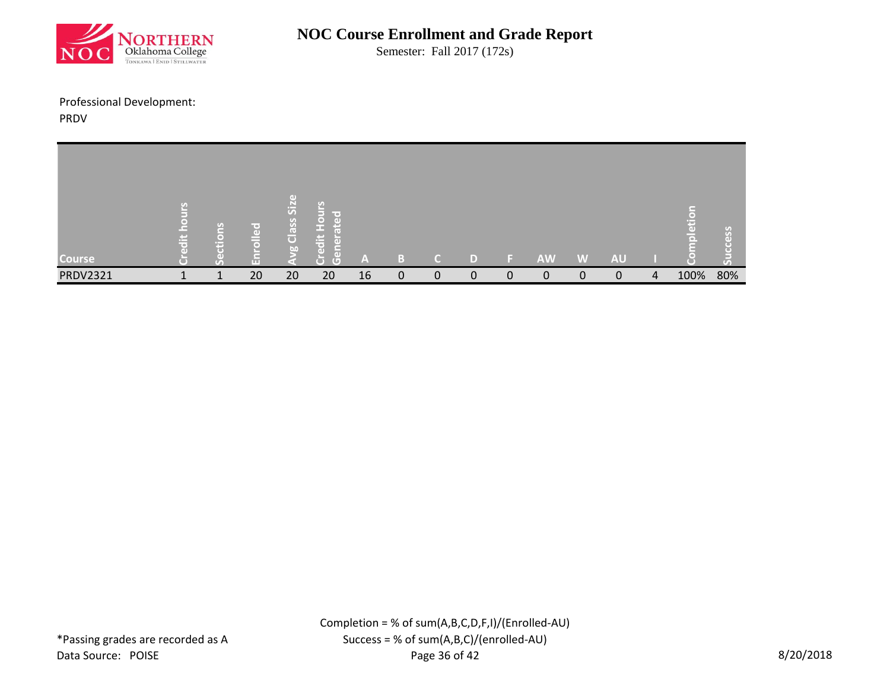# NOC Course Enrollment and Grade Report

Semester: Fall 2017 (172s)

Professional Development:
PRDV

| Course | Credit hours | Sections | Enrolled | Avg Class Size | Credit Hours Generated | A | B | C | D | F | AW | W | AU | I | Completion | Success |
|---|---|---|---|---|---|---|---|---|---|---|---|---|---|---|---|---|
| PRDV2321 | 1 | 1 | 20 | 20 | 20 | 16 | 0 | 0 | 0 | 0 | 0 | 0 | 0 | 4 | 100% | 80% |

Completion = % of sum(A,B,C,D,F,I)/(Enrolled-AU)
Success = % of sum(A,B,C)/(enrolled-AU)

*Passing grades are recorded as A
Data Source: POISE

8/20/2018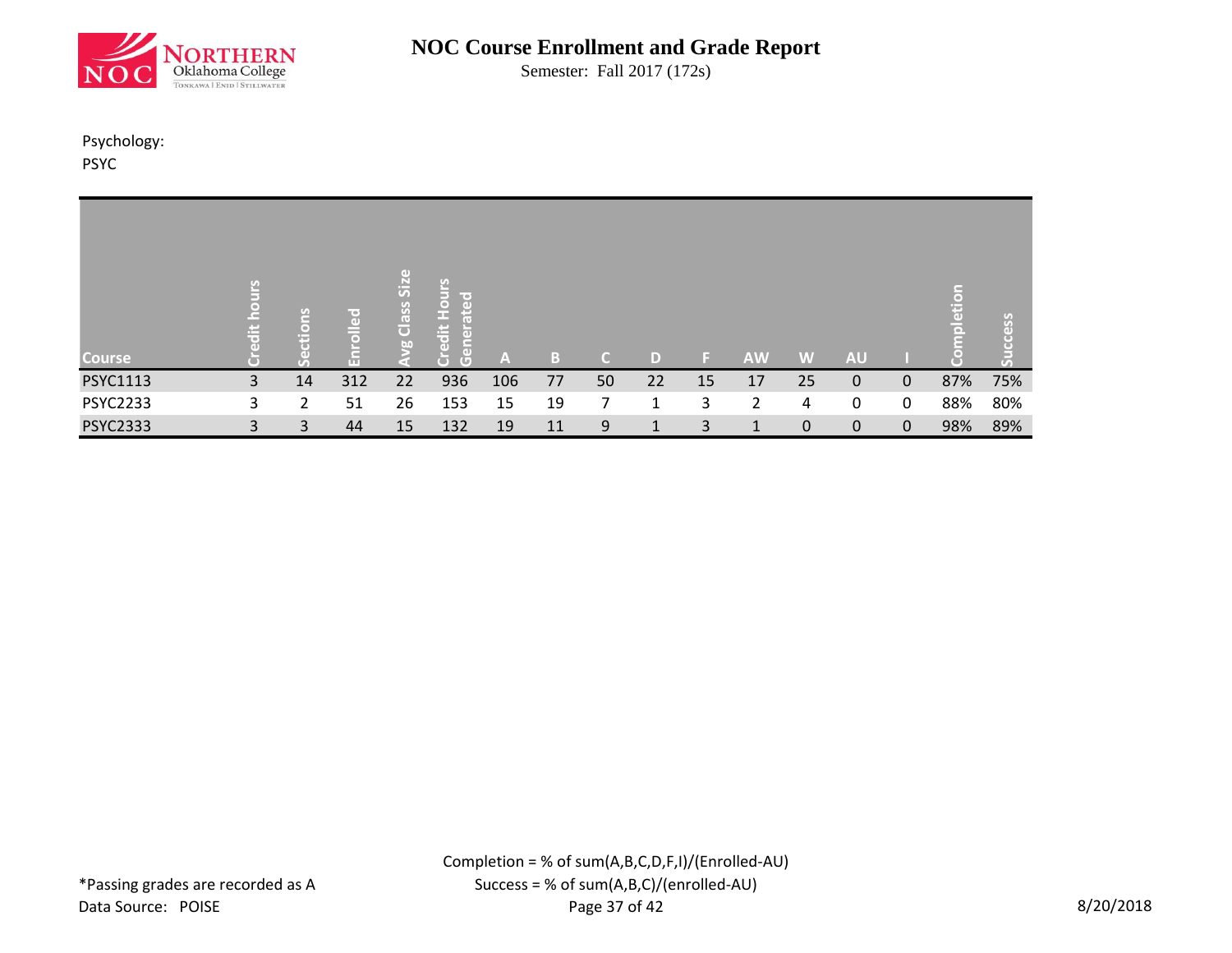# NOC Course Enrollment and Grade Report

Semester: Fall 2017 (172s)

Psychology:
PSYC

| Course | Credit hours | Sections | Enrolled | Avg Class Size | Credit Hours Generated | A | B | C | D | F | AW | W | AU | I | Completion | Success |
|---|---|---|---|---|---|---|---|---|---|---|---|---|---|---|---|---|
| PSYC1113 | 3 | 14 | 312 | 22 | 936 | 106 | 77 | 50 | 22 | 15 | 17 | 25 | 0 | 0 | 87% | 75% |
| PSYC2233 | 3 | 2 | 51 | 26 | 153 | 15 | 19 | 7 | 1 | 3 | 2 | 4 | 0 | 0 | 88% | 80% |
| PSYC2333 | 3 | 3 | 44 | 15 | 132 | 19 | 11 | 9 | 1 | 3 | 1 | 0 | 0 | 0 | 98% | 89% |

Completion = % of sum(A,B,C,D,F,I)/(Enrolled-AU)
Success = % of sum(A,B,C)/(enrolled-AU)

*Passing grades are recorded as A
Data Source: POISE

8/20/2018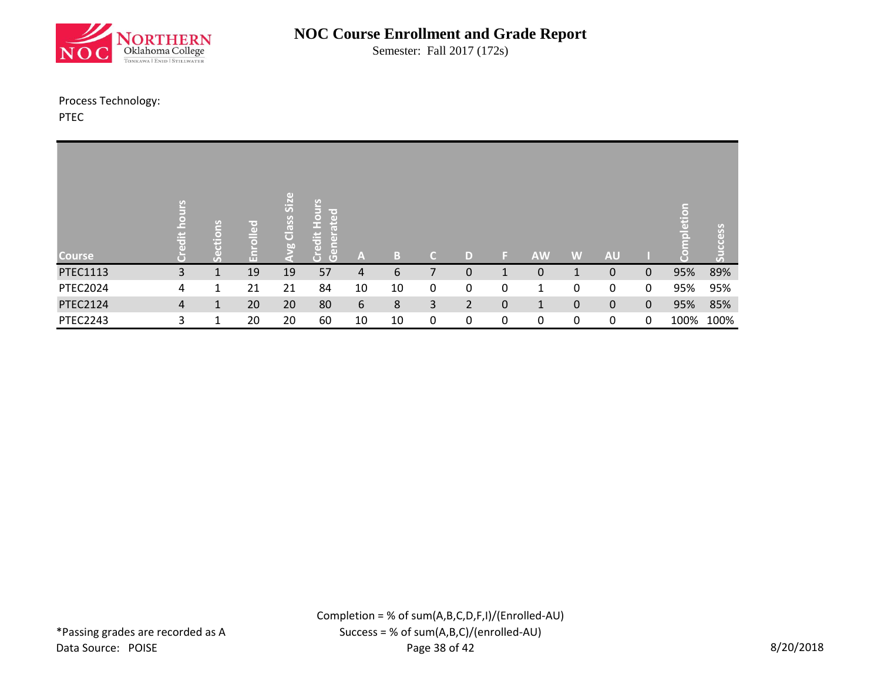# NOC Course Enrollment and Grade Report

Semester: Fall 2017 (172s)

Process Technology:
PTEC

| Course | Credit hours | Sections | Enrolled | Avg Class Size | Credit Hours Generated | A | B | C | D | F | AW | W | AU | I | Completion | Success |
|---|---|---|---|---|---|---|---|---|---|---|---|---|---|---|---|---|
| PTEC1113 | 3 | 1 | 19 | 19 | 57 | 4 | 6 | 7 | 0 | 1 | 0 | 1 | 0 | 0 | 95% | 89% |
| PTEC2024 | 4 | 1 | 21 | 21 | 84 | 10 | 10 | 0 | 0 | 0 | 1 | 0 | 0 | 0 | 95% | 95% |
| PTEC2124 | 4 | 1 | 20 | 20 | 80 | 6 | 8 | 3 | 2 | 0 | 1 | 0 | 0 | 0 | 95% | 85% |
| PTEC2243 | 3 | 1 | 20 | 20 | 60 | 10 | 10 | 0 | 0 | 0 | 0 | 0 | 0 | 0 | 100% | 100% |

Completion = % of sum(A,B,C,D,F,I)/(Enrolled-AU)
Success = % of sum(A,B,C)/(enrolled-AU)

*Passing grades are recorded as A
Data Source: POISE

8/20/2018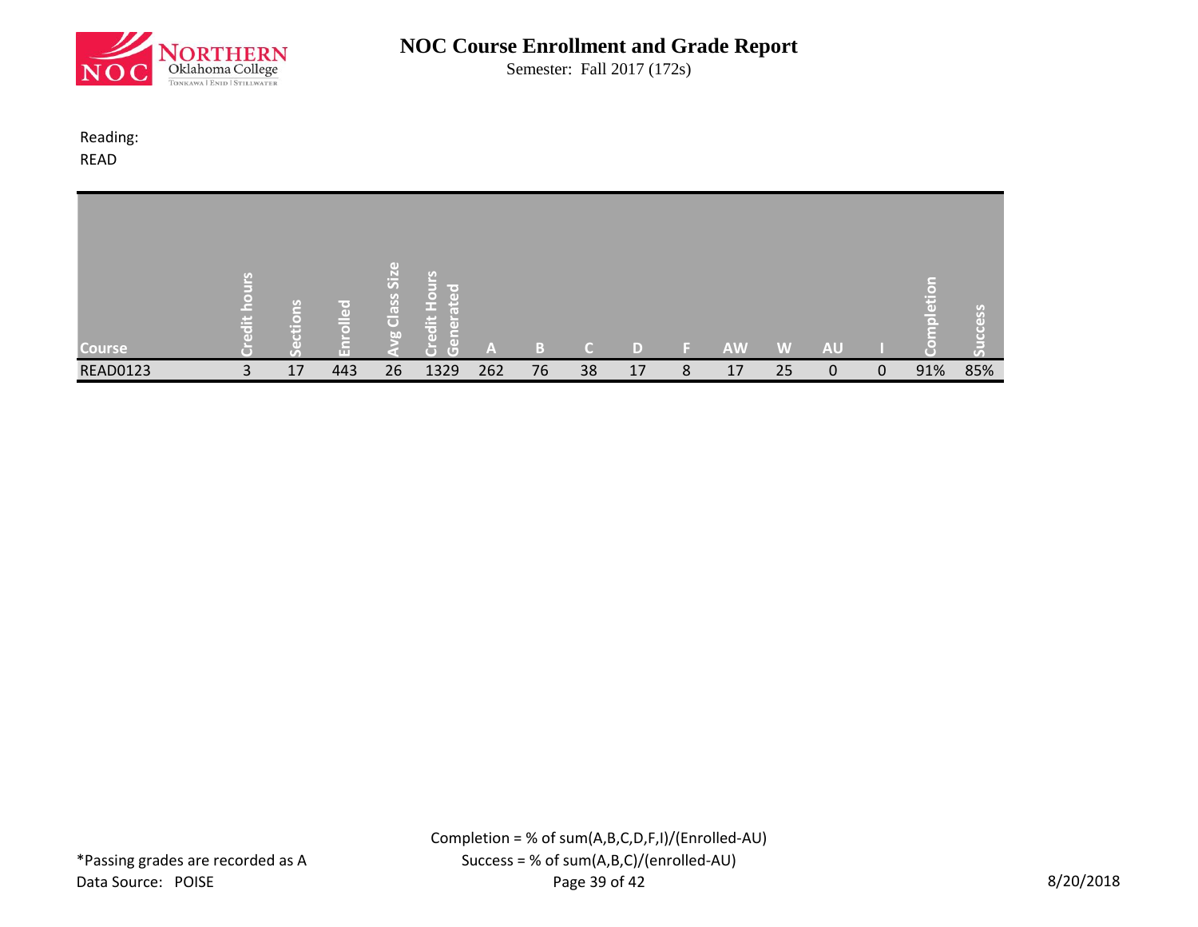# NOC Course Enrollment and Grade Report

Semester: Fall 2017 (172s)

Reading:
READ

| Course | Credit hours | Sections | Enrolled | Avg Class Size | Credit Hours Generated | A | B | C | D | F | AW | W | AU | I | Completion | Success |
|---|---|---|---|---|---|---|---|---|---|---|---|---|---|---|---|---|
| READ0123 | 3 | 17 | 443 | 26 | 1329 | 262 | 76 | 38 | 17 | 8 | 17 | 25 | 0 | 0 | 91% | 85% |

Completion = % of sum(A,B,C,D,F,I)/(Enrolled-AU)
Success = % of sum(A,B,C)/(enrolled-AU)

*Passing grades are recorded as A
Data Source: POISE

8/20/2018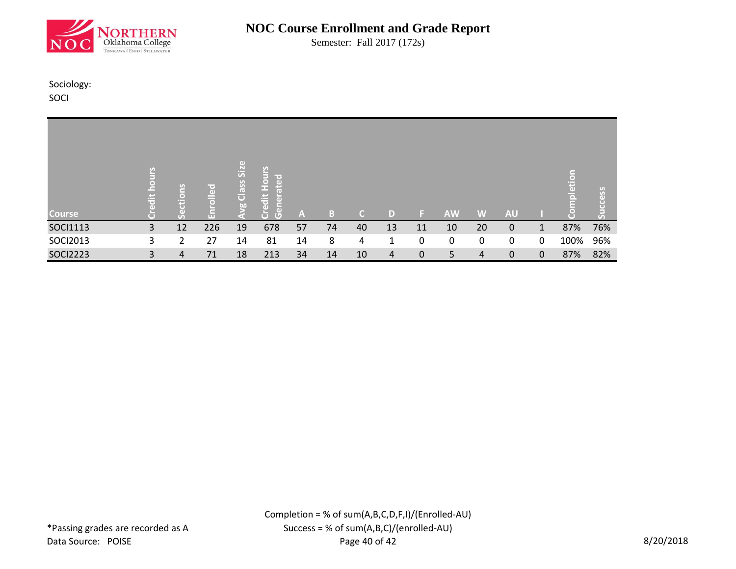# NOC Course Enrollment and Grade Report

Semester: Fall 2017 (172s)

Sociology:
SOCI

| Course | Credit hours | Sections | Enrolled | Avg Class Size | Credit Hours Generated | A | B | C | D | F | AW | W | AU | I | Completion | Success |
|---|---|---|---|---|---|---|---|---|---|---|---|---|---|---|---|---|
| SOCI1113 | 3 | 12 | 226 | 19 | 678 | 57 | 74 | 40 | 13 | 11 | 10 | 20 | 0 | 1 | 87% | 76% |
| SOCI2013 | 3 | 2 | 27 | 14 | 81 | 14 | 8 | 4 | 1 | 0 | 0 | 0 | 0 | 0 | 100% | 96% |
| SOCI2223 | 3 | 4 | 71 | 18 | 213 | 34 | 14 | 10 | 4 | 0 | 5 | 4 | 0 | 0 | 87% | 82% |

Completion = % of sum(A,B,C,D,F,I)/(Enrolled-AU)
Success = % of sum(A,B,C)/(enrolled-AU)

*Passing grades are recorded as A
Data Source: POISE

8/20/2018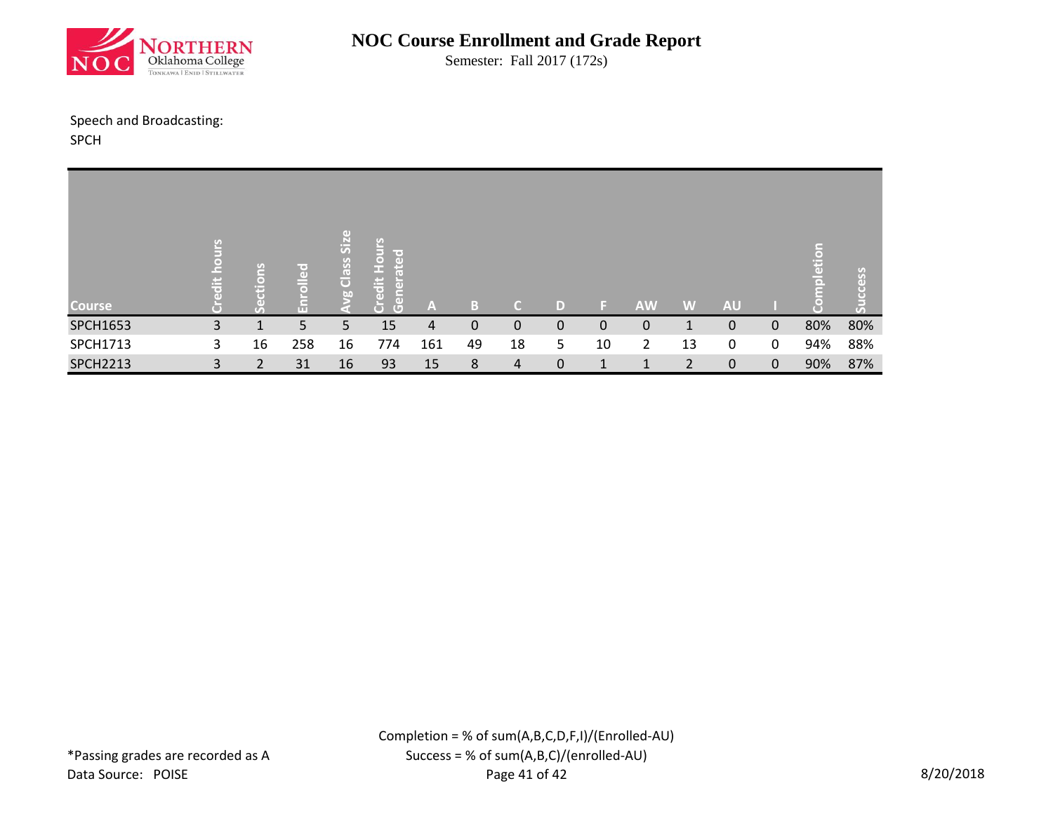# NOC Course Enrollment and Grade Report

Semester: Fall 2017 (172s)

Speech and Broadcasting:
SPCH

| Course | Credit hours | Sections | Enrolled | Avg Class Size | Credit Hours Generated | A | B | C | D | F | AW | W | AU | I | Completion | Success |
|---|---|---|---|---|---|---|---|---|---|---|---|---|---|---|---|---|
| SPCH1653 | 3 | 1 | 5 | 5 | 15 | 4 | 0 | 0 | 0 | 0 | 0 | 1 | 0 | 0 | 80% | 80% |
| SPCH1713 | 3 | 16 | 258 | 16 | 774 | 161 | 49 | 18 | 5 | 10 | 2 | 13 | 0 | 0 | 94% | 88% |
| SPCH2213 | 3 | 2 | 31 | 16 | 93 | 15 | 8 | 4 | 0 | 1 | 1 | 2 | 0 | 0 | 90% | 87% |

*Passing grades are recorded as A

Data Source: POISE

Completion = % of sum(A,B,C,D,F,I)/(Enrolled-AU)

Success = % of sum(A,B,C)/(enrolled-AU)

8/20/2018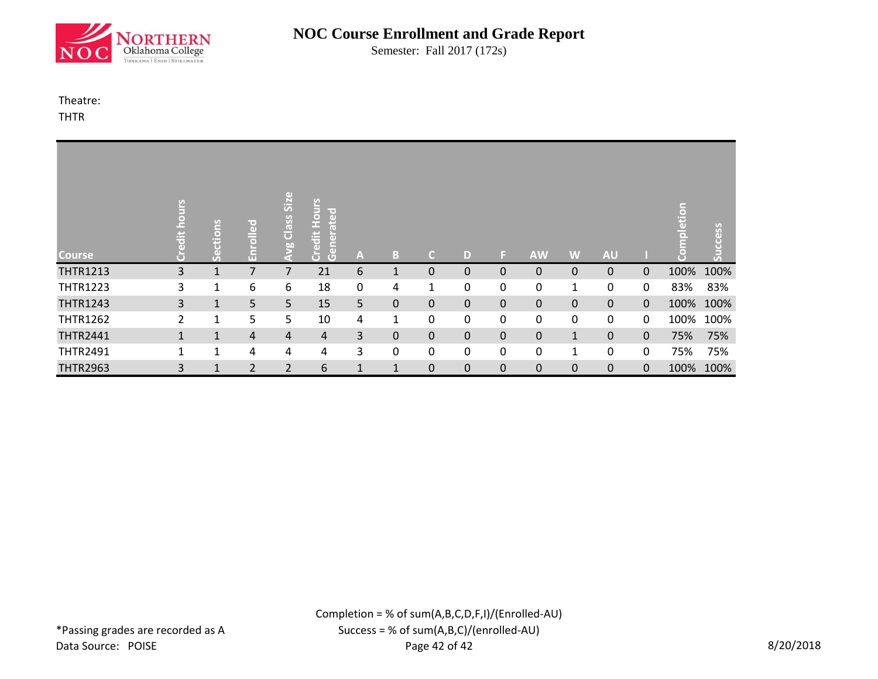# NOC Course Enrollment and Grade Report

Semester: Fall 2017 (172s)

Theatre:
THTR

| Course | Credit hours | Sections | Enrolled | Avg Class Size | Credit Hours Generated | A | B | C | D | F | AW | W | AU | I | Completion | Success |
|---|---|---|---|---|---|---|---|---|---|---|---|---|---|---|---|---|
| THTR1213 | 3 | 1 | 7 | 7 | 21 | 6 | 1 | 0 | 0 | 0 | 0 | 0 | 0 | 0 | 100% | 100% |
| THTR1223 | 3 | 1 | 6 | 6 | 18 | 0 | 4 | 1 | 0 | 0 | 0 | 1 | 0 | 0 | 83% | 83% |
| THTR1243 | 3 | 1 | 5 | 5 | 15 | 5 | 0 | 0 | 0 | 0 | 0 | 0 | 0 | 0 | 100% | 100% |
| THTR1262 | 2 | 1 | 5 | 5 | 10 | 4 | 1 | 0 | 0 | 0 | 0 | 0 | 0 | 0 | 100% | 100% |
| THTR2441 | 1 | 1 | 4 | 4 | 4 | 3 | 0 | 0 | 0 | 0 | 0 | 1 | 0 | 0 | 75% | 75% |
| THTR2491 | 1 | 1 | 4 | 4 | 4 | 3 | 0 | 0 | 0 | 0 | 0 | 1 | 0 | 0 | 75% | 75% |
| THTR2963 | 3 | 1 | 2 | 2 | 6 | 1 | 1 | 0 | 0 | 0 | 0 | 0 | 0 | 0 | 100% | 100% |

Completion = % of sum(A,B,C,D,F,I)/(Enrolled-AU)
Success = % of sum(A,B,C)/(enrolled-AU)

*Passing grades are recorded as A
Data Source: POISE

8/20/2018